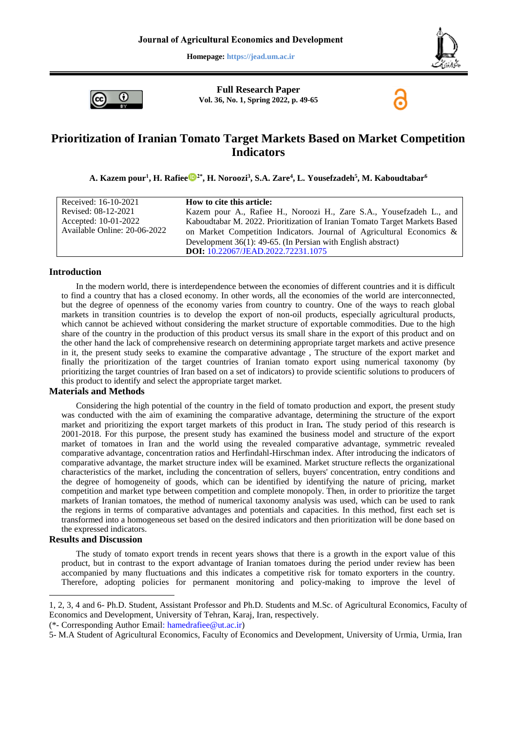Journal of Agricultural Economics and Development

Homepage: https://jead.um.ac.ir

**Full Research Paper**
**Vol. 36, No. 1, Spring 2022, p. 49-65**

# Prioritization of Iranian Tomato Target Markets Based on Market Competition Indicators

**A. Kazem pour[1], H. Rafiee[2*], H. Noroozi[3], S.A. Zare[4], L. Yousefzadeh[5], M. Kaboudtabar[6]**

| Received: 16-10-2021<br>Revised: 08-12-2021<br>Accepted: 10-01-2022<br>Available Online: 20-06-2022 | **How to cite this article:**<br>Kazem pour A., Rafiee H., Noroozi H., Zare S.A., Yousefzadeh L., and Kaboudtabar M. 2022. Prioritization of Iranian Tomato Target Markets Based on Market Competition Indicators. Journal of Agricultural Economics & Development 36(1): 49-65. (In Persian with English abstract)<br>**DOI:** 10.22067/JEAD.2022.72231.1075 |
|---|---|

## Introduction

In the modern world, there is interdependence between the economies of different countries and it is difficult to find a country that has a closed economy. In other words, all the economies of the world are interconnected, but the degree of openness of the economy varies from country to country. One of the ways to reach global markets in transition countries is to develop the export of non-oil products, especially agricultural products, which cannot be achieved without considering the market structure of exportable commodities. Due to the high share of the country in the production of this product versus its small share in the export of this product and on the other hand the lack of comprehensive research on determining appropriate target markets and active presence in it, the present study seeks to examine the comparative advantage , The structure of the export market and finally the prioritization of the target countries of Iranian tomato export using numerical taxonomy (by prioritizing the target countries of Iran based on a set of indicators) to provide scientific solutions to producers of this product to identify and select the appropriate target market.

## Materials and Methods

Considering the high potential of the country in the field of tomato production and export, the present study was conducted with the aim of examining the comparative advantage, determining the structure of the export market and prioritizing the export target markets of this product in Iran**.** The study period of this research is 2001-2018. For this purpose, the present study has examined the business model and structure of the export market of tomatoes in Iran and the world using the revealed comparative advantage, symmetric revealed comparative advantage, concentration ratios and Herfindahl-Hirschman index. After introducing the indicators of comparative advantage, the market structure index will be examined. Market structure reflects the organizational characteristics of the market, including the concentration of sellers, buyers' concentration, entry conditions and the degree of homogeneity of goods, which can be identified by identifying the nature of pricing, market competition and market type between competition and complete monopoly. Then, in order to prioritize the target markets of Iranian tomatoes, the method of numerical taxonomy analysis was used, which can be used to rank the regions in terms of comparative advantages and potentials and capacities. In this method, first each set is transformed into a homogeneous set based on the desired indicators and then prioritization will be done based on the expressed indicators.

## Results and Discussion

The study of tomato export trends in recent years shows that there is a growth in the export value of this product, but in contrast to the export advantage of Iranian tomatoes during the period under review has been accompanied by many fluctuations and this indicates a competitive risk for tomato exporters in the country. Therefore, adopting policies for permanent monitoring and policy-making to improve the level of

---

1, 2, 3, 4 and 6- Ph.D. Student, Assistant Professor and Ph.D. Students and M.Sc. of Agricultural Economics, Faculty of Economics and Development, University of Tehran, Karaj, Iran, respectively.

(*- Corresponding Author Email: hamedrafiee@ut.ac.ir)

5- M.A Student of Agricultural Economics, Faculty of Economics and Development, University of Urmia, Urmia, Iran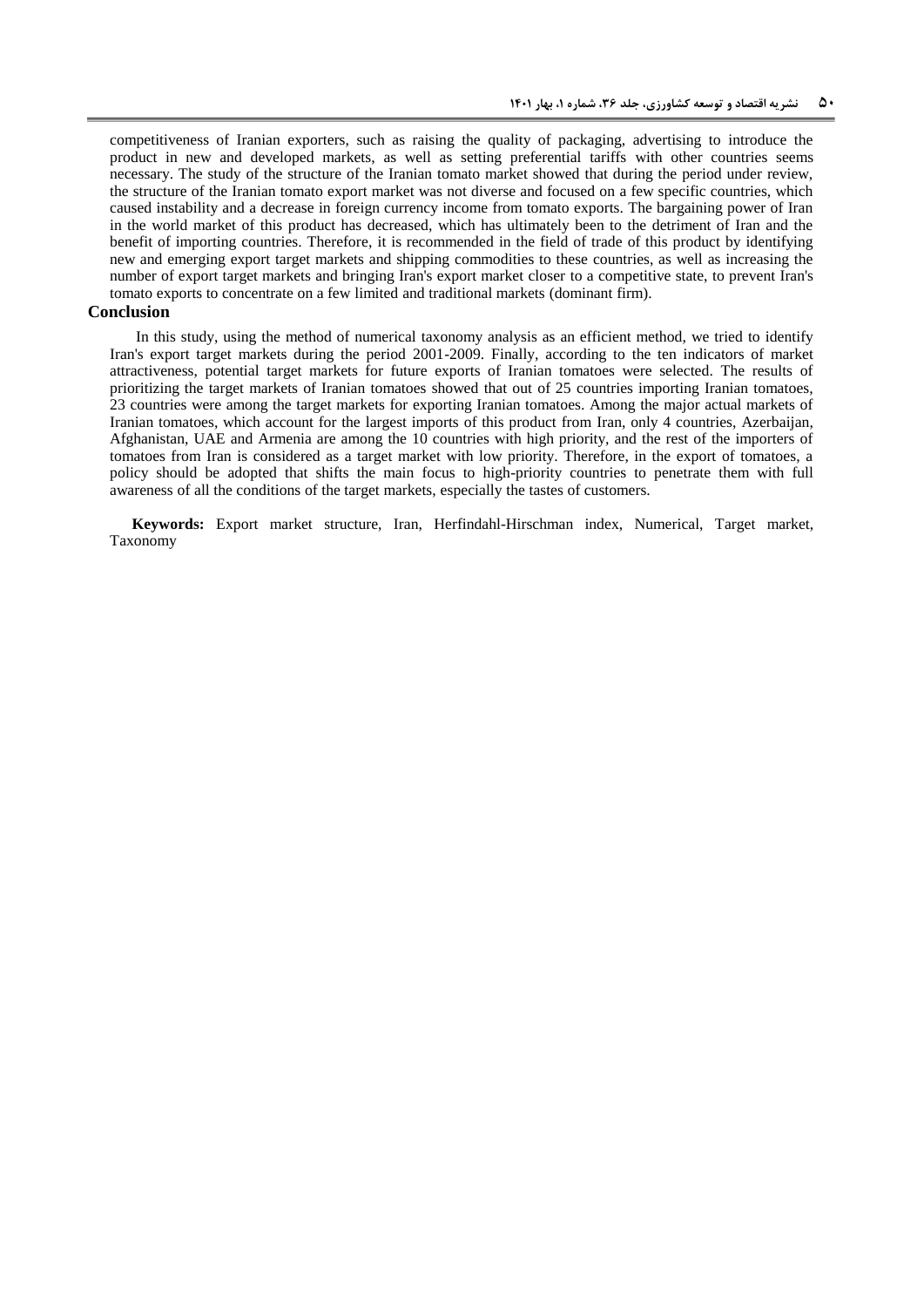competitiveness of Iranian exporters, such as raising the quality of packaging, advertising to introduce the product in new and developed markets, as well as setting preferential tariffs with other countries seems necessary. The study of the structure of the Iranian tomato market showed that during the period under review, the structure of the Iranian tomato export market was not diverse and focused on a few specific countries, which caused instability and a decrease in foreign currency income from tomato exports. The bargaining power of Iran in the world market of this product has decreased, which has ultimately been to the detriment of Iran and the benefit of importing countries. Therefore, it is recommended in the field of trade of this product by identifying new and emerging export target markets and shipping commodities to these countries, as well as increasing the number of export target markets and bringing Iran's export market closer to a competitive state, to prevent Iran's tomato exports to concentrate on a few limited and traditional markets (dominant firm).

## Conclusion

In this study, using the method of numerical taxonomy analysis as an efficient method, we tried to identify Iran's export target markets during the period 2001-2009. Finally, according to the ten indicators of market attractiveness, potential target markets for future exports of Iranian tomatoes were selected. The results of prioritizing the target markets of Iranian tomatoes showed that out of 25 countries importing Iranian tomatoes, 23 countries were among the target markets for exporting Iranian tomatoes. Among the major actual markets of Iranian tomatoes, which account for the largest imports of this product from Iran, only 4 countries, Azerbaijan, Afghanistan, UAE and Armenia are among the 10 countries with high priority, and the rest of the importers of tomatoes from Iran is considered as a target market with low priority. Therefore, in the export of tomatoes, a policy should be adopted that shifts the main focus to high-priority countries to penetrate them with full awareness of all the conditions of the target markets, especially the tastes of customers.

**Keywords:** Export market structure, Iran, Herfindahl-Hirschman index, Numerical, Target market, Taxonomy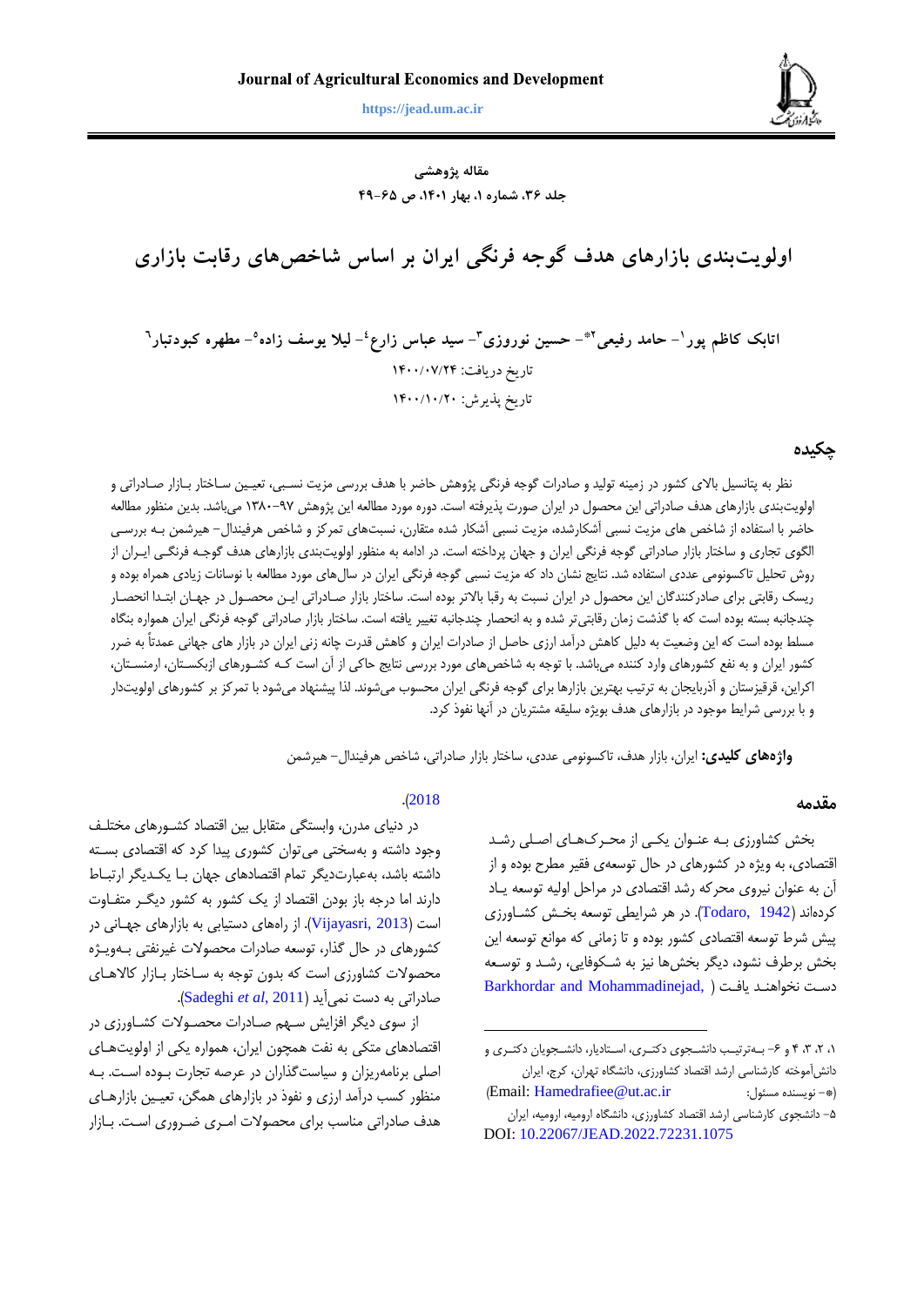مقاله پژوهشی

# اولویت‌بندی بازارهای هدف گوجه فرنگی ایران بر اساس شاخص‌های رقابت بازاری

اتابک کاظم پور[1]- حامد رفیعی[2]*- حسین نوروزی[3]- سید عباس زارع[4]- لیلا یوسف زاده[5]- مطهره کبودتبار[6]

تاریخ دریافت: ۱۴۰۰/۰۷/۲۴

تاریخ پذیرش: ۱۴۰۰/۱۰/۲۰

## چکیده

نظر به پتانسیل بالای کشور در زمینه تولید و صادرات گوجه فرنگی پژوهش حاضر با هدف بررسی مزیت نسبی، تعیین ساختار بازار صادراتی و اولویت‌بندی بازارهای هدف صادراتی این محصول در ایران صورت پذیرفته است. دوره مورد مطالعه این پژوهش ۹۷-۱۳۸۰ می‌باشد. بدین منظور مطالعه حاضر با استفاده از شاخص های مزیت نسبی آشکارشده، مزیت نسبی آشکار شده متقارن، نسبت‌های تمرکز و شاخص هرفیندال- هیرشمن به بررسی الگوی تجاری و ساختار بازار صادراتی گوجه فرنگی ایران و جهان پرداخته است. در ادامه به منظور اولویت‌بندی بازارهای هدف گوجه فرنگی ایران از روش تحلیل تاکسونومی عددی استفاده شد. نتایج نشان داد که مزیت نسبی گوجه فرنگی ایران در سال‌های مورد مطالعه با نوسانات زیادی همراه بوده و ریسک رقابتی برای صادرکنندگان این محصول در ایران نسبت به رقبا بالاتر بوده است. ساختار بازار صادراتی این محصول در جهان ابتدا انحصار چندجانبه بسته بوده است که با گذشت زمان رقابتی‌تر شده و به انحصار چندجانبه تغییر یافته است. ساختار بازار صادراتی گوجه فرنگی ایران همواره بنگاه مسلط بوده است که این وضعیت به دلیل کاهش درآمد ارزی حاصل از صادرات ایران و کاهش قدرت چانه زنی ایران در بازار های جهانی عمدتاً به ضرر کشور ایران و به نفع کشورهای وارد کننده می‌باشد. با توجه به شاخص‌های مورد بررسی نتایج حاکی از آن است که کشورهای ازبکستان، ارمنستان، اکراین، قرقیزستان و آذربایجان به ترتیب بهترین بازارها برای گوجه فرنگی ایران محسوب می‌شوند. لذا پیشنهاد می‌شود با تمرکز بر کشورهای اولویت‌دار و با بررسی شرایط موجود در بازارهای هدف بویژه سلیقه مشتریان در آنها نفوذ کرد.

**واژه‌های کلیدی:** ایران، بازار هدف، تاکسونومی عددی، ساختار بازار صادراتی، شاخص هرفیندال- هیرشمن

## مقدمه

بخش کشاورزی به عنوان یکی از محرک‌های اصلی رشد اقتصادی، به ویژه در کشورهای در حال توسعه‌ی فقیر مطرح بوده و از آن به عنوان نیروی محرکه رشد اقتصادی در مراحل اولیه توسعه یاد کرده‌اند (Todaro, 1942). در هر شرایطی توسعه بخش کشاورزی پیش شرط توسعه اقتصادی کشور بوده و تا زمانی که موانع توسعه این بخش برطرف نشود، دیگر بخش‌ها نیز به شکوفایی، رشد و توسعه دست نخواهند یافت (Barkhordar and Mohammadinejad, 2018).

در دنیای مدرن، وابستگی متقابل بین اقتصاد کشورهای مختلف وجود داشته و به‌سختی می‌توان کشوری پیدا کرد که اقتصادی بسته داشته باشد، به‌عبارت‌دیگر تمام اقتصادهای جهان با یکدیگر ارتباط دارند اما درجه باز بودن اقتصاد از یک کشور به کشور دیگر متفاوت است (Vijayasri, 2013). از راه‌های دستیابی به بازارهای جهانی در کشورهای در حال گذار، توسعه صادرات محصولات غیرنفتی به‌ویژه محصولات کشاورزی است که بدون توجه به ساختار بازار کالاهای صادراتی به دست نمی‌آید (Sadeghi *et al*, 2011).

از سوی دیگر افزایش سهم صادرات محصولات کشاورزی در اقتصادهای متکی به نفت همچون ایران، همواره یکی از اولویت‌های اصلی برنامه‌ریزان و سیاست‌گذاران در عرصه تجارت بوده است. به منظور کسب درآمد ارزی و نفوذ در بازارهای همگن، تعیین بازارهای هدف صادراتی مناسب برای محصولات امری ضروری است. بازار

---

۱، ۲، ۳، ۴ و ۶- به‌ترتیب دانشجوی دکتری، استادیار، دانشجویان دکتری و دانش‌آموخته کارشناسی ارشد اقتصاد کشاورزی، دانشگاه تهران، کرج، ایران

(*- نویسنده مسئول: Email: Hamedrafiee@ut.ac.ir)

۵- دانشجوی کارشناسی ارشد اقتصاد کشاورزی، دانشگاه ارومیه، ارومیه، ایران

DOI: 10.22067/JEAD.2022.72231.1075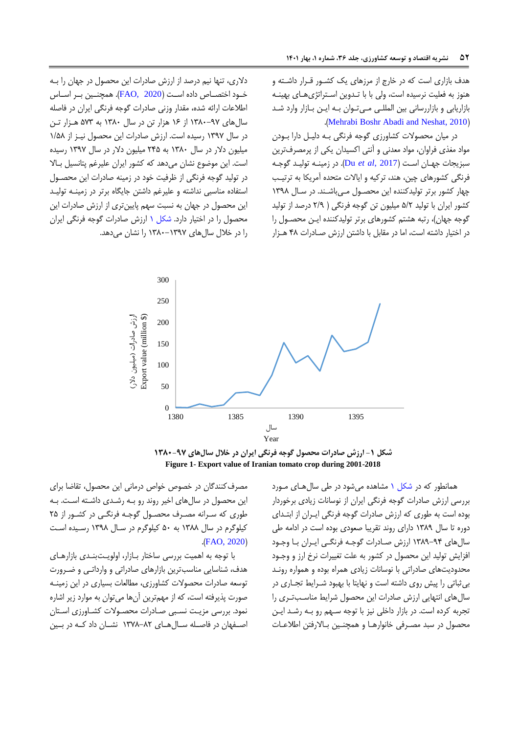هدف بازاری است که در خارج از مرزهای یک کشور قرار داشته و هنوز به فعلیت نرسیده است، ولی با با تدوین استراتژی‌های بهینه بازاریابی و بازاررسانی بین المللی می‌توان به این بازار وارد شد (Mehrabi Boshr Abadi and Neshat, 2010).

در میان محصولات کشاورزی گوجه فرنگی به دلیل دارا بودن مواد مغذی فراوان، مواد معدنی و آنتی اکسیدان یکی از پرمصرف‌ترین سبزیجات جهان است (Du *et al*, 2017). در زمینه تولید گوجه فرنگی کشورهای چین، هند، ترکیه و ایالات متحده آمریکا به ترتیب چهار کشور برتر تولیدکننده این محصول می‌باشند. در سال ۱۳۹۸ کشور ایران با تولید ۵/۲ میلیون تن گوجه فرنگی ( ۲/۹ درصد از تولید گوجه جهان)، رتبه هشتم کشورهای برتر تولیدکننده این محصول را در اختیار داشته است، اما در مقابل با داشتن ارزش صادرات ۴۸ هزار دلاری، تنها نیم درصد از ارزش صادرات این محصول در جهان را به خود اختصاص داده است (FAO, 2020). همچنین بر اساس اطلاعات ارائه شده، مقدار وزنی صادرات گوجه فرنگی ایران در فاصله سال‌های ۹۷-۱۳۸۰ از ۱۶ هزار تن در سال ۱۳۸۰ به ۵۷۳ هزار تن در سال ۱۳۹۷ رسیده است. ارزش صادرات این محصول نیز از ۱/۵۸ میلیون دلار در سال ۱۳۸۰ به ۲۴۵ میلیون دلار در سال ۱۳۹۷ رسیده است. این موضوع نشان می‌دهد که کشور ایران علیرغم پتانسیل بالا در تولید گوجه فرنگی از ظرفیت خود در زمینه صادرات این محصول استفاده مناسبی نداشته و علیرغم داشتن جایگاه برتر در زمینه تولید این محصول در جهان به نسبت سهم پایین‌تری از ارزش صادرات این محصول را در اختیار دارد. شکل ۱ ارزش صادرات گوجه فرنگی ایران را در خلال سال‌های ۱۳۹۷-۱۳۸۰ را نشان می‌دهد.

شکل ۱- ارزش صادرات محصول گوجه فرنگی ایران در خلال سال‌های ۹۷-۱۳۸۰

**Figure 1- Export value of Iranian tomato crop during 2001-2018**

همانطور که در شکل ۱ مشاهده می‌شود در طی سال‌های مورد بررسی ارزش صادرات گوجه فرنگی ایران از نوسانات زیادی برخوردار بوده است به طوری که ارزش صادرات گوجه فرنگی ایران از ابتدای دوره تا سال ۱۳۸۹ دارای روند تقریبا صعودی بوده است در ادامه طی سال‌های ۹۴-۱۳۸۹ ارزش صادرات گوجه فرنگی ایران با وجود افزایش تولید این محصول در کشور به علت تغییرات نرخ ارز و وجود محدودیت‌های صادراتی با نوسانات زیادی همراه بوده و همواره روند بی‌ثباتی را پیش روی داشته است و نهایتا با بهبود شرایط تجاری در سال‌های انتهایی ارزش صادرات این محصول شرایط مناسب‌تری را تجربه کرده است. در بازار داخلی نیز با توجه سهم رو به رشد این محصول در سبد مصرفی خانوارها و همچنین بالارفتن اطلاعات مصرف‌کنندگان در خصوص خواص درمانی این محصول، تقاضا برای این محصول در سال‌های اخیر روند رو به رشدی داشته است. به طوری که سرانه مصرف محصول گوجه فرنگی در کشور از ۲۵ کیلوگرم در سال ۱۳۸۸ به ۵۰ کیلوگرم در سال ۱۳۹۸ رسیده است (FAO, 2020).

با توجه به اهمیت بررسی ساختار بازار، اولویت‌بندی بازارهای هدف، شناسایی مناسب‌ترین بازارهای صادراتی و وارداتی و ضرورت توسعه صادرات محصولات کشاورزی، مطالعات بسیاری در این زمینه صورت پذیرفته است، که از مهم‌ترین آن‌ها می‌توان به موارد زیر اشاره نمود. بررسی مزیت نسبی صادرات محصولات کشاورزی استان اصفهان در فاصله سال‌های ۸۲-۱۳۷۸ نشان داد که در بین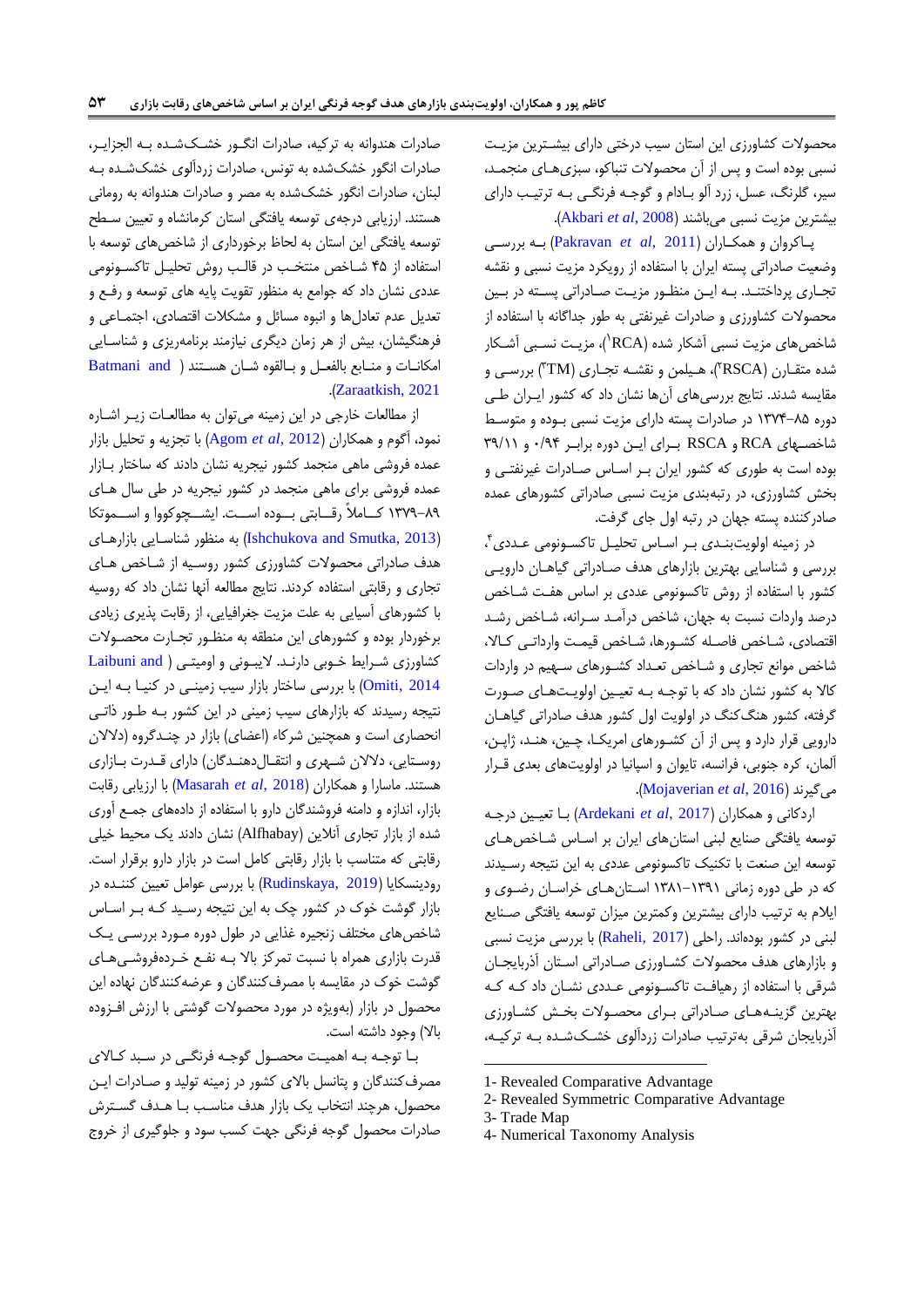محصولات کشاورزی این استان سیب درختی دارای بیشترین مزیت نسبی بوده است و پس از آن محصولات تنباکو، سبزی‌های منجمد، سیر، گلرنگ، عسل، زرد آلو بادام و گوجه فرنگی به ترتیب دارای بیشترین مزیت نسبی می‌باشند (Akbari *et al*, 2008).

پاکروان و همکاران (Pakravan *et al*, 2011) به بررسی وضعیت صادراتی پسته ایران با استفاده از رویکرد مزیت نسبی و نقشه تجاری پرداختند. به این منظور مزیت صادراتی پسته در بین محصولات کشاورزی و صادرات غیرنفتی به طور جداگانه با استفاده از شاخص‌های مزیت نسبی آشکار شده (RCA[1])، مزیت نسبی آشکار شده متقارن (RSCA[2])، هیلمن و نقشه تجاری (TM[3]) بررسی و مقایسه شدند. نتایج بررسی‌های آن‌ها نشان داد که کشور ایران طی دوره ۸۵–۱۳۷۴ در صادرات پسته دارای مزیت نسبی بوده و متوسط شاخص‌های RCA و RSCA برای این دوره برابر ۰/۹۴ و ۳۹/۱۱ بوده است به طوری که کشور ایران بر اساس صادرات غیرنفتی و بخش کشاورزی، در رتبه‌بندی مزیت نسبی صادراتی کشورهای عمده صادرکننده پسته جهان در رتبه اول جای گرفت.

در زمینه اولویت‌بندی بر اساس تحلیل تاکسونومی عددی[4]، بررسی و شناسایی بهترین بازارهای هدف صادراتی گیاهان دارویی کشور با استفاده از روش تاکسونومی عددی بر اساس هفت شاخص درصد واردات نسبت به جهان، شاخص درآمد سرانه، شاخص رشد اقتصادی، شاخص فاصله کشورها، شاخص قیمت وارداتی کالا، شاخص موانع تجاری و شاخص تعداد کشورهای سهیم در واردات کالا به کشور نشان داد که با توجه به تعیین اولویت‌های صورت گرفته، کشور هنگ‌کنگ در اولویت اول کشور هدف صادراتی گیاهان دارویی قرار دارد و پس از آن کشورهای امریکا، چین، هند، ژاپن، آلمان، کره جنوبی، فرانسه، تایوان و اسپانیا در اولویت‌های بعدی قرار می‌گیرند (Mojaverian *et al*, 2016).

اردکانی و همکاران (Ardekani *et al*, 2017) با تعیین درجه توسعه یافتگی صنایع لبنی استان‌های ایران بر اساس شاخص‌های توسعه این صنعت با تکنیک تاکسونومی عددی به این نتیجه رسیدند که در طی دوره زمانی ۱۳۹۱–۱۳۸۱ استان‌های خراسان رضوی و ایلام به ترتیب دارای بیشترین وکمترین میزان توسعه یافتگی صنایع لبنی در کشور بوده‌اند. راحلی (Raheli, 2017) با بررسی مزیت نسبی و بازارهای هدف محصولات کشاورزی صادراتی استان آذربایجان شرقی با استفاده از رهیافت تاکسونومی عددی نشان داد که که بهترین گزینه‌های صادراتی برای محصولات بخش کشاورزی آذربایجان شرقی به‌ترتیب صادرات زردآلوی خشک‌شده به ترکیه، صادرات هندوانه به ترکیه، صادرات انگور خشک‌شده به الجزایر، صادرات انگور خشک‌شده به تونس، صادرات زردآلوی خشک‌شده به لبنان، صادرات انگور خشک‌شده به مصر و صادرات هندوانه به رومانی هستند. ارزیابی درجه‌ی توسعه یافتگی استان کرمانشاه و تعیین سطح توسعه یافتگی این استان به لحاظ برخورداری از شاخص‌های توسعه با استفاده از ۴۵ شاخص منتخب در قالب روش تحلیل تاکسونومی عددی نشان داد که جوامع به منظور تقویت پایه های توسعه و رفع و تعدیل عدم تعادل‌ها و انبوه مسائل و مشکلات اقتصادی، اجتماعی و فرهنگیشان، بیش از هر زمان دیگری نیازمند برنامه‌ریزی و شناسایی امکانات و منابع بالفعل و بالقوه شان هستند (Batmani and Zaraatkish, 2021).

از مطالعات خارجی در این زمینه می‌توان به مطالعات زیر اشاره نمود، آگوم و همکاران (Agom *et al*, 2012) با تجزیه و تحلیل بازار عمده فروشی ماهی منجمد کشور نیجریه نشان دادند که ساختار بازار عمده فروشی برای ماهی منجمد در کشور نیجریه در طی سال های ۸۹–۱۳۷۹ کاملاً رقابتی بوده است. ایشچوکووا و اسموتکا (Ishchukova and Smutka, 2013) به منظور شناسایی بازارهای هدف صادراتی محصولات کشاورزی کشور روسیه از شاخص های تجاری و رقابتی استفاده کردند. نتایج مطالعه آنها نشان داد که روسیه با کشورهای آسیایی به علت مزیت جغرافیایی، از رقابت پذیری زیادی برخوردار بوده و کشورهای این منطقه به منظور تجارت محصولات کشاورزی شرایط خوبی دارند. لایبونی و اومیتی (Laibuni and Omiti, 2014) با بررسی ساختار بازار سیب زمینی در کنیا به این نتیجه رسیدند که بازارهای سیب زمینی در این کشور به طور ذاتی انحصاری است و همچنین شرکاء (اعضای) بازار در چندگروه (دلالان روستایی، دلالان شهری و انتقال‌دهندگان) دارای قدرت بازاری هستند. ماسارا و همکاران (Masarah *et al*, 2018) با ارزیابی رقابت بازار، اندازه و دامنه فروشندگان دارو با استفاده از داده‌های جمع آوری شده از بازار تجاری آنلاین (Alfhabay) نشان دادند یک محیط خیلی رقابتی که متناسب با بازار رقابتی کامل است در بازار دارو برقرار است. رودینسکایا (Rudinskaya, 2019) با بررسی عوامل تعیین کننده در بازار گوشت خوک در کشور چک به این نتیجه رسید که بر اساس شاخص‌های مختلف زنجیره غذایی در طول دوره مورد بررسی یک قدرت بازاری همراه با نسبت تمرکز بالا به نفع خرده‌فروشی‌های گوشت خوک در مقایسه با مصرف‌کنندگان و عرضه‌کنندگان نهاده این محصول در بازار (به‌ویژه در مورد محصولات گوشتی با ارزش افزوده بالا) وجود داشته است.

با توجه به اهمیت محصول گوجه فرنگی در سبد کالای مصرف‌کنندگان و پتانسل بالای کشور در زمینه تولید و صادرات این محصول، هرچند انتخاب یک بازار هدف مناسب با هدف گسترش صادرات محصول گوجه فرنگی جهت کسب سود و جلوگیری از خروج

---

1- Revealed Comparative Advantage
2- Revealed Symmetric Comparative Advantage
3- Trade Map
4- Numerical Taxonomy Analysis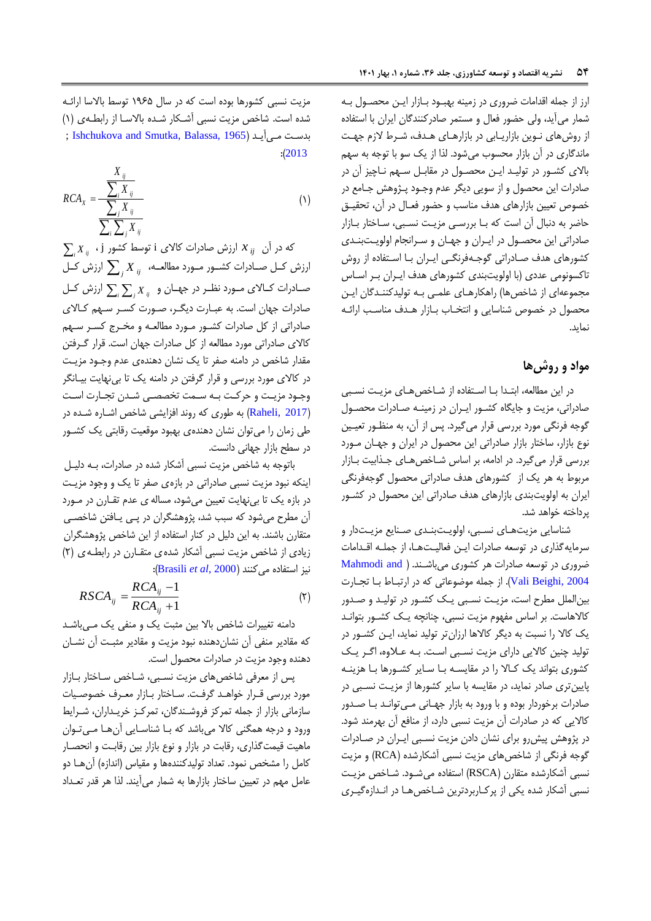ارز از جمله اقدامات ضروری در زمینه بهبود بازار این محصول به شمار می‌آید، ولی حضور فعال و مستمر صادرکنندگان ایران با استفاده از روش‌های نوین بازاریابی در بازارهای هدف، شرط لازم جهت ماندگاری در آن بازار محسوب می‌شود. لذا از یک سو با توجه به سهم بالای کشور در تولید این محصول در مقابل سهم ناچیز آن در صادرات این محصول و از سویی دیگر عدم وجود پژوهش جامع در خصوص تعیین بازارهای هدف مناسب و حضور فعال در آن، تحقیق حاضر به دنبال آن است که با بررسی مزیت نسبی، ساختار بازار صادراتی این محصول در ایران و جهان و سرانجام اولویت‌بندی کشورهای هدف صادراتی گوجه‌فرنگی ایران با استفاده از روش تاکسونومی عددی (با اولویت‌بندی کشورهای هدف ایران بر اساس مجموعه‌ای از شاخص‌ها) راهکارهای علمی به تولیدکنندگان این محصول در خصوص شناسایی و انتخاب بازار هدف مناسب ارائه نماید.

## مواد و روش‌ها

در این مطالعه، ابتدا با استفاده از شاخص‌های مزیت نسبی صادراتی، مزیت و جایگاه کشور ایران در زمینه صادرات محصول گوجه فرنگی مورد بررسی قرار می‌گیرد. پس از آن، به منظور تعیین نوع بازار، ساختار بازار صادراتی این محصول در ایران و جهان مورد بررسی قرار می‌گیرد. در ادامه، بر اساس شاخص‌های جذابیت بازار مربوط به هر یک از کشورهای هدف صادراتی محصول گوجه‌فرنگی ایران به اولویت‌بندی بازارهای هدف صادراتی این محصول در کشور پرداخته خواهد شد.

شناسایی مزیت‌های نسبی، اولویت‌بندی صنایع مزیت‌دار و سرمایه‌گذاری در توسعه صادرات این فعالیت‌ها، از جمله اقدامات ضروری در توسعه صادرات هر کشوری می‌باشند. (Mahmodi and Vali Beighi, 2004). از جمله موضوعاتی که در ارتباط با تجارت بین‌الملل مطرح است، مزیت نسبی یک کشور در تولید و صدور کالاهاست. بر اساس مفهوم مزیت نسبی، چنانچه یک کشور بتواند یک کالا را نسبت به دیگر کالاها ارزان‌تر تولید نماید، این کشور در تولید چنین کالایی دارای مزیت نسبی است. به علاوه، اگر یک کشوری بتواند یک کالا را در مقایسه با سایر کشورها با هزینه پایین‌تری صادر نماید، در مقایسه با سایر کشورها از مزیت نسبی در صادرات برخوردار بوده و با ورود به بازار جهانی می‌توانند با صدور کالایی که در صادرات آن مزیت نسبی دارد، از منافع آن بهرمند شود. در پژوهش پیش‌رو برای نشان دادن مزیت نسبی ایران در صادرات گوجه فرنگی از شاخص‌های مزیت نسبی آشکارشده (RCA) و مزیت نسبی آشکارشده متقارن (RSCA) استفاده می‌شود. شاخص مزیت نسبی آشکار شده یکی از پرکاربردترین شاخص‌ها در اندازه‌گیری مزیت نسبی کشورها بوده است که در سال ۱۹۶۵ توسط بالاسا ارائه شده است. شاخص مزیت نسبی آشکار شده بالاسا از رابطه‌ی (۱) بدست می‌آید (Ishchukova and Smutka, Balassa, 1965 ; 2013):

$$RCA_X = \frac{\dfrac{X_{ij}}{\sum_i X_{ij}}}{\dfrac{\sum_j X_{ij}}{\sum_i \sum_j X_{ij}}} \qquad (۱)$$

که در آن $X_{ij}$ ارزش صادرات کالای i توسط کشور j، $\sum_i X_{ij}$ ارزش کل صادرات کشور مورد مطالعه، $\sum_j X_{ij}$ ارزش کل صادرات کالای مورد نظر در جهان و $\sum_i \sum_j X_{ij}$ ارزش کل صادرات جهان است. به عبارت دیگر، صورت کسر سهم کالای صادراتی از کل صادرات کشور مورد مطالعه و مخرج کسر سهم کالای صادراتی مورد مطالعه از کل صادرات جهان است. قرار گرفتن مقدار شاخص در دامنه صفر تا یک نشان دهنده‌ی عدم وجود مزیت در کالای مورد بررسی و قرار گرفتن در دامنه یک تا بی‌نهایت بیانگر وجود مزیت و حرکت به سمت تخصصی شدن تجارت است (Raheli, 2017) به طوری که روند افزایشی شاخص اشاره شده در طی زمان را می‌توان نشان دهنده‌ی بهبود موقعیت رقابتی یک کشور در سطح بازار جهانی دانست.

باتوجه به شاخص مزیت نسبی آشکار شده در صادرات، به دلیل اینکه نبود مزیت نسبی صادراتی در بازه‌ی صفر تا یک و وجود مزیت در بازه یک تا بی‌نهایت تعیین می‌شود، مساله ی عدم تقارن در مورد آن مطرح می‌شود که سبب شد، پژوهشگران در پی یافتن شاخصی متقارن باشند. به این دلیل در کنار استفاده از این شاخص پژوهشگران زیادی از شاخص مزیت نسبی آشکار شده‌ی متقارن در رابطه‌ی (۲) نیز استفاده می‌کنند (Brasili *et al*, 2000):

$$RSCA_{ij} = \frac{RCA_{ij} - 1}{RCA_{ij} + 1} \qquad (۲)$$

دامنه تغییرات شاخص بالا بین مثبت یک و منفی یک می‌باشد که مقادیر منفی آن نشان‌دهنده نبود مزیت و مقادیر مثبت آن نشان دهنده وجود مزیت در صادرات محصول است.

پس از معرفی شاخص‌های مزیت نسبی، شاخص ساختار بازار مورد بررسی قرار خواهد گرفت. ساختار بازار معرف خصوصیات سازمانی بازار از جمله تمرکز فروشندگان، تمرکز خریداران، شرایط ورود و درجه همگنی کالا می‌باشد که با شناسایی آن‌ها می‌توان ماهیت قیمت‌گذاری، رقابت در بازار و نوع بازار بین رقابت و انحصار کامل را مشخص نمود. تعداد تولیدکننده‌ها و مقیاس (اندازه) آن‌ها دو عامل مهم در تعیین ساختار بازارها به شمار می‌آیند. لذا هر قدر تعداد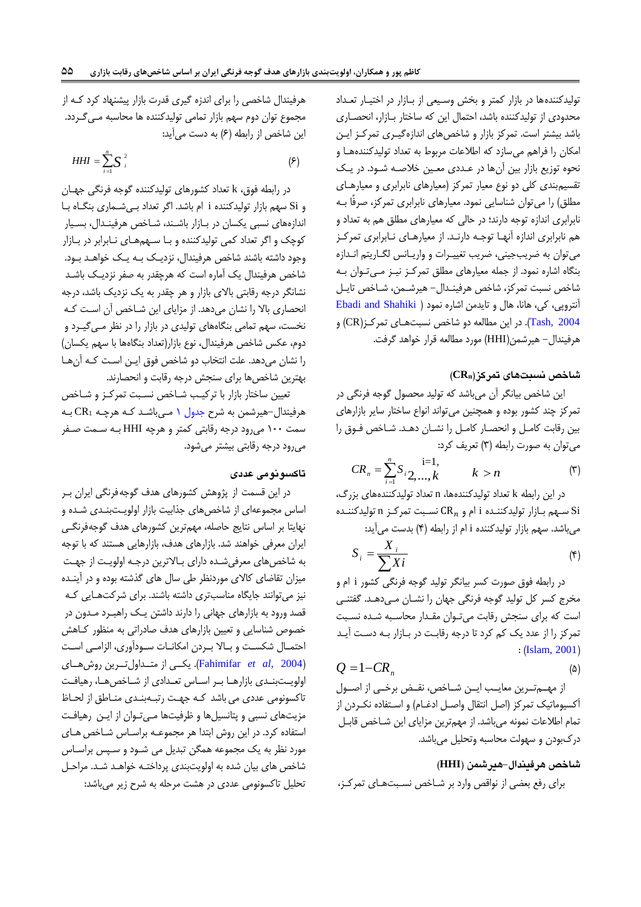تولیدکننده‌ها در بازار کمتر و بخش وسیعی از بازار در اختیار تعداد محدودی از تولیدکننده باشد، احتمال این که ساختار بازار، انحصاری باشد بیشتر است. تمرکز بازار و شاخص‌های اندازه‌گیری تمرکز این امکان را فراهم می‌سازد که اطلاعات مربوط به تعداد تولیدکننده‌ها و نحوه توزیع بازار بین آن‌ها در عددی معین خلاصه شود. در یک تقسیم‌بندی کلی دو نوع معیار تمرکز (معیارهای نابرابری و معیارهای مطلق) را می‌توان شناسایی نمود. معیارهای نابرابری تمرکز، صرفاً به نابرابری اندازه توجه دارند؛ در حالی که معیارهای مطلق هم به تعداد و هم نابرابری اندازه آنها توجه دارند. از معیارهای نابرابری تمرکز می‌توان به ضریب‌جینی، ضریب تغییرات و واریانس لگاریتم اندازه بنگاه اشاره نمود. از جمله معیارهای مطلق تمرکز نیز می‌توان به شاخص نسبت تمرکز، شاخص هرفیندال- هیرشمن، شاخص تایل آنتروپی، کی، هانا، هال و تایدمن اشاره نمود (Ebadi and Shahiki Tash, 2004). در این مطالعه دو شاخص نسبت‌های تمرکز(CR) و هرفیندال- هیرشمن(HHI) مورد مطالعه قرار خواهد گرفت.

### شاخص نسبت‌های تمرکز($CR_n$)

این شاخص بیانگر آن می‌باشد که تولید محصول گوجه فرنگی در تمرکز چند کشور بوده و همچنین می‌تواند انواع ساختار سایر بازارهای بین رقابت کامل و انحصار کامل را نشان دهد. شاخص فوق را می‌توان به صورت رابطه (۳) تعریف کرد:

$$CR_n = \sum_{i=1}^{n} S_i \quad i=1,2,\dots,k \qquad k > n \tag{۳}$$

در این رابطه k تعداد تولیدکننده‌ها، n تعداد تولیدکننده‌های بزرگ، Si سهم بازار تولیدکننده i ام و $CR_n$ نسبت تمرکز n تولیدکننده می‌باشد. سهم بازار تولیدکننده i ام از رابطه (۴) بدست می‌آید:

$$S_i = \frac{X_i}{\sum Xi} \tag{۴}$$

در رابطه فوق صورت کسر بیانگر تولید گوجه فرنگی کشور i ام و مخرج کسر کل تولید گوجه فرنگی جهان را نشان می‌دهد. گفتنی است که برای سنجش رقابت می‌توان مقدار محاسبه شده نسبت تمرکز را از عدد یک کم کرد تا درجه رقابت در بازار به دست آید (Islam, 2001):

$$Q = 1 - CR_n \tag{۵}$$

از مهم‌ترین معایب این شاخص، نقض برخی از اصول آکسیوماتیک تمرکز (اصل انتقال واصل ادغام) و استفاده نکردن از تمام اطلاعات نمونه می‌باشد. از مهم‌ترین مزایای این شاخص قابل درک‌بودن و سهولت محاسبه وتحلیل می‌باشد.

### شاخص هرفیندال–هیرشمن (HHI)

برای رفع بعضی از نواقص وارد بر شاخص نسبت‌های تمرکز، هرفیندال شاخصی را برای اندازه گیری قدرت بازار پیشنهاد کرد که از مجموع توان دوم سهم بازار تمامی تولیدکننده ها محاسبه می‌گردد. این شاخص از رابطه (۶) به دست می‌آید:

$$HHI = \sum_{i=1}^{n} S_i^2 \tag{۶}$$

در رابطه فوق، k تعداد کشورهای تولیدکننده گوجه فرنگی جهان و Si سهم بازار تولیدکننده i ام باشد. اگر تعداد بی‌شماری بنگاه با اندازه‌های نسبی یکسان در بازار باشند، شاخص هرفیندال، بسیار کوچک و اگر تعداد کمی تولیدکننده و با سهم‌های نابرابر در بازار وجود داشته باشند شاخص هرفیندال، نزدیک به یک خواهد بود. شاخص هرفیندال یک آماره است که هرچقدر به صفر نزدیک باشد نشانگر درجه رقابتی بالای بازار و هر چقدر به یک نزدیک باشد، درجه انحصاری بالا را نشان می‌دهد. از مزایای این شاخص آن است که نخست، سهم تمامی بنگاه‌های تولیدی در بازار را در نظر می‌گیرد و دوم، عکس شاخص هرفیندال، نوع بازار(تعداد بنگاه‌ها با سهم یکسان) را نشان می‌دهد. علت انتخاب دو شاخص فوق این است که آن‌ها بهترین شاخص‌ها برای سنجش درجه رقابت و انحصارند.

تعیین ساختار بازار با ترکیب شاخص نسبت تمرکز و شاخص هرفیندال–هیرشمن به شرح جدول ۱ می‌باشد که هرچه $CR_1$ به سمت ۱۰۰ می‌رود درجه رقابتی کمتر و هرچه HHI به سمت صفر می‌رود درجه رقابتی بیشتر می‌شود.

### تاکسونومی عددی

در این قسمت از پژوهش کشورهای هدف گوجه‌فرنگی ایران بر اساس مجموعه‌ای از شاخص‌های جذابیت بازار اولویت‌بندی شده و نهایتا بر اساس نتایج حاصله، مهم‌ترین کشورهای هدف گوجه‌فرنگی ایران معرفی خواهند شد. بازارهای هدف، بازارهایی هستند که با توجه به شاخص‌های معرفی‌شده دارای بالاترین درجه اولویت از جهت میزان تقاضای کالای موردنظر طی سال های گذشته بوده و در آینده نیز می‌توانند جایگاه مناسب‌تری داشته باشند. برای شرکت‌هایی که قصد ورود به بازارهای جهانی را دارند داشتن یک راهبرد مدون در خصوص شناسایی و تعیین بازارهای هدف صادراتی به منظور کاهش احتمال شکست و بالا بردن امکانات سودآوری، الزامی است (Fahimifar *et al*, 2004). یکی از متداول‌ترین روش‌های اولویت‌بندی بازارها بر اساس تعدادی از شاخص‌ها، رهیافت تاکسونومی عددی می باشد که جهت رتبه‌بندی مناطق از لحاظ مزیت‌های نسبی و پتانسیل‌ها و ظرفیت‌ها می‌توان از این رهیافت استفاده کرد. در این روش ابتدا هر مجموعه براساس شاخص های مورد نظر به یک مجموعه همگن تبدیل می شود و سپس براساس شاخص های بیان شده به اولویت‌بندی پرداخته خواهد شد. مراحل تحلیل تاکسونومی عددی در هشت مرحله به شرح زیر می‌باشد: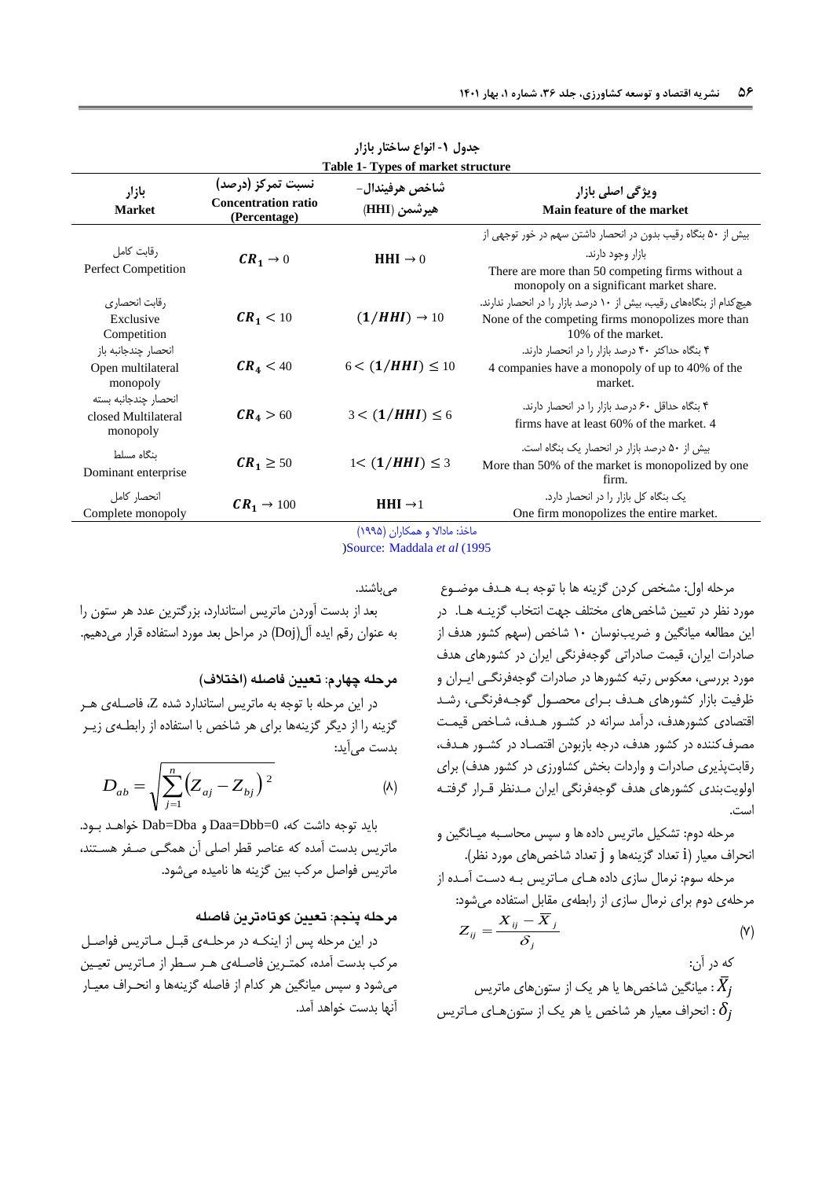جدول ۱- انواع ساختار بازار

Table 1- Types of market structure

| بازار<br>Market | نسبت تمرکز (درصد)<br>Concentration ratio (Percentage) | شاخص هرفیندال-هیرشمن (HHI) | ویژگی اصلی بازار<br>Main feature of the market |
|---|---|---|---|
| رقابت کامل<br>Perfect Competition | $CR_1 \to 0$ | $\text{HHI} \to 0$ | بیش از ۵۰ بنگاه رقیب بدون در انحصار داشتن سهم در خور توجهی از بازار وجود دارند.<br>There are more than 50 competing firms without a monopoly on a significant market share. |
| رقابت انحصاری<br>Exclusive Competition | $CR_1 < 10$ | $(1/HHI) \to 10$ | هیچ‌کدام از بنگاه‌های رقیب، بیش از ۱۰ درصد بازار را در انحصار ندارند.<br>None of the competing firms monopolizes more than 10% of the market. |
| انحصار چندجانبه باز<br>Open multilateral monopoly | $CR_4 < 40$ | $6 < (1/HHI) \le 10$ | ۴ بنگاه حداکثر ۴۰ درصد بازار را در انحصار دارند.<br>4 companies have a monopoly of up to 40% of the market. |
| انحصار چندجانبه بسته<br>closed Multilateral monopoly | $CR_4 > 60$ | $3 < (1/HHI) \le 6$ | ۴ بنگاه حداقل ۶۰ درصد بازار را در انحصار دارند.<br>firms have at least 60% of the market. 4 |
| بنگاه مسلط<br>Dominant enterprise | $CR_1 \ge 50$ | $1 < (1/HHI) \le 3$ | بیش از ۵۰ درصد بازار در انحصار یک بنگاه است.<br>More than 50% of the market is monopolized by one firm. |
| انحصار کامل<br>Complete monopoly | $CR_1 \to 100$ | $\text{HHI} \to 1$ | یک بنگاه کل بازار را در انحصار دارد.<br>One firm monopolizes the entire market. |

ماخذ: مادالا و همکاران (۱۹۹۵)

(Source: Maddala *et al* (1995

مرحله اول: مشخص کردن گزینه ها با توجه بـه هـدف موضـوع مورد نظر در تعیین شاخص‌های مختلف جهت انتخاب گزینـه هـا. در این مطالعه میانگین و ضریب‌نوسان ۱۰ شاخص (سهم کشور هدف از صادرات ایران، قیمت صادراتی گوجه‌فرنگی ایران در کشورهای هدف مورد بررسی، معکوس رتبه کشورها در صادرات گوجه‌فرنگـی ایـران و ظرفیت بازار کشورهای هـدف بـرای محصـول گوجـه‌فرنگـی، رشـد اقتصادی کشورهدف، درآمد سرانه در کشـور هـدف، شـاخص قیمـت مصرف‌کننده در کشور هدف، درجه بازبودن اقتصـاد در کشـور هـدف، رقابت‌پذیری صادرات و واردات بخش کشاورزی در کشور هدف) برای اولویت‌بندی کشورهای هدف گوجه‌فرنگی ایران مـدنظر قـرار گرفتـه است.

مرحله دوم: تشکیل ماتریس داده ها و سپس محاسـبه میـانگین و انحراف معیار (i تعداد گزینه‌ها و j تعداد شاخص‌های مورد نظر).

مرحله سوم: نرمال سازی داده هـای مـاتریس بـه دسـت آمـده از مرحله‌ی دوم برای نرمال سازی از رابطه‌ی مقابل استفاده می‌شود:

$$Z_{ij} = \frac{X_{ij} - \bar{X}_j}{\delta_j} \qquad (۷)$$

که در آن:

$\bar{X}_j$: میانگین شاخص‌ها یا هر یک از ستون‌های ماتریس

$\delta_j$: انحراف معیار هر شاخص یا هر یک از ستون‌هـای مـاتریس می‌باشند.

بعد از بدست آوردن ماتریس استاندارد، بزرگترین عدد هر ستون را به عنوان رقم ایده آل(Doj) در مراحل بعد مورد استفاده قرار می‌دهیم.

### مرحله چهارم: تعیین فاصله (اختلاف)

در این مرحله با توجه به ماتریس استاندارد شده Z، فاصلـه‌ی هـر گزینه را از دیگر گزینه‌ها برای هر شاخص با استفاده از رابطـه‌ی زیـر بدست می‌آید:

$$D_{ab} = \sqrt{\sum_{j=1}^{n} \left(Z_{aj} - Z_{bj}\right)^2} \qquad (۸)$$

باید توجه داشت که، Daa=Dbb=0 و Dab=Dba خواهـد بـود. ماتریس بدست آمده که عناصر قطر اصلی آن همگـی صـفر هسـتند، ماتریس فواصل مرکب بین گزینه ها نامیده می‌شود.

### مرحله پنجم: تعیین کوتاه‌ترین فاصله

در این مرحله پس از اینکـه در مرحلـه‌ی قبـل مـاتریس فواصـل مرکب بدست آمده، کمتـرین فاصـله‌ی هـر سـطر از مـاتریس تعیـین می‌شود و سپس میانگین هر کدام از فاصله گزینه‌ها و انحـراف معیـار آنها بدست خواهد آمد.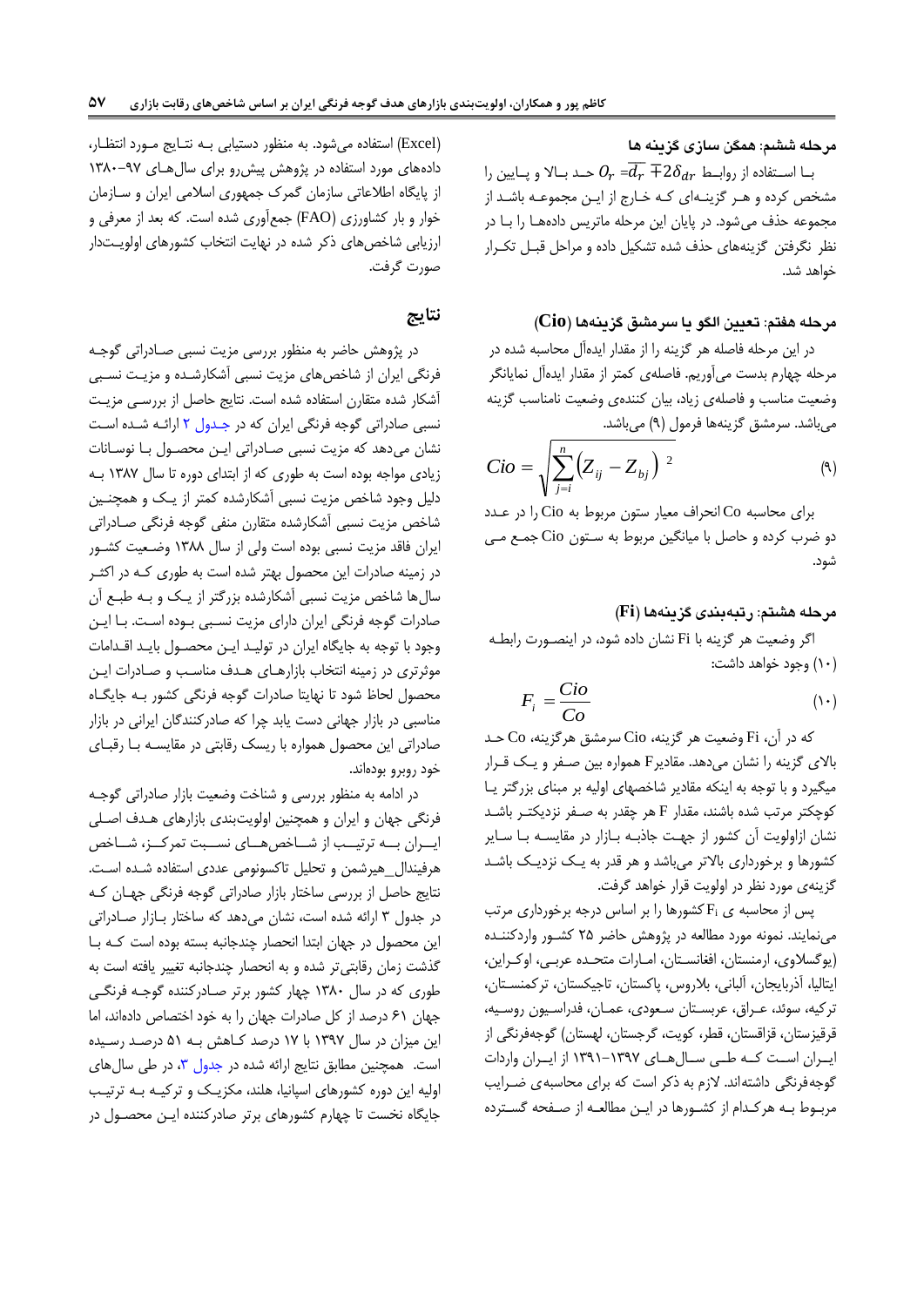**مرحله ششم**: همگن سازی گزینه ها

بـا اسـتفاده از روابـط $O_r = \overline{d_r} \mp 2\delta_{dr}$ حـد بـالا و پـایین را مشخص کرده و هـر گزینـه‌ای کـه خـارج از ایـن مجموعـه باشـد از مجموعه حذف می‌شود. در پایان این مرحله ماتریس داده‌هـا را بـا در نظر نگرفتن گزینه‌های حذف شده تشکیل داده و مراحل قبـل تکـرار خواهد شد.

**مرحله هفتم**: تعیین الگو یا سرمشق گزینه‌ها (**Cio**)

در این مرحله فاصله هر گزینه را از مقدار ایده‌آل محاسبه شده در مرحله چهارم بدست می‌آوریم. فاصله‌ی کمتر از مقدار ایده‌آل نمایانگر وضعیت مناسب و فاصله‌ی زیاد، بیان کننده‌ی وضعیت نامناسب گزینه می‌باشد. سرمشق گزینه‌ها فرمول (۹) می‌باشد.

$$Cio = \sqrt{\sum_{j=i}^{n} \left( Z_{ij} - Z_{bj} \right)^{2}} \qquad (۹)$$

برای محاسبه Co انحراف معیار ستون مربوط به Cio را در عـدد دو ضرب کرده و حاصل با میانگین مربوط به سـتون Cio جمـع مـی شود.

**مرحله هشتم**: رتبه‌بندی گزینه‌ها (**Fi**)

اگر وضعیت هر گزینه با Fi نشان داده شود، در اینصـورت رابطـه (۱۰) وجود خواهد داشت:

$$F_i = \frac{Cio}{Co} \qquad (۱۰)$$

که در آن، Fi وضعیت هر گزینه، Cio سرمشق هرگزینه، Co حـد بالای گزینه را نشان می‌دهد. مقادیرF همواره بین صـفر و یـک قـرار میگیرد و با توجه به اینکه مقادیر شاخصهای اولیه بر مبنای بزرگتر یـا کوچکتر مرتب شده باشند، مقدار F هر چقدر به صـفر نزدیکتـر باشـد نشان ازاولویت آن کشور از جهـت جاذبـه بـازار در مقایسـه بـا سـایر کشورها و برخورداری بالاتر می‌باشد و هر قدر به یـک نزدیـک باشـد گزینه‌ی مورد نظر در اولویت قرار خواهد گرفت.

پس از محاسبه ی $F_i$ کشورها را بر اساس درجه برخورداری مرتب می‌نمایند. نمونه مورد مطالعه در پژوهش حاضر ۲۵ کشـور واردکننـده (یوگسلاوی، ارمنستان، افغانسـتان، امـارات متحـده عربـی، اوکـراین، ایتالیا، آذربایجان، آلبانی، بلاروس، پاکستان، تاجیکستان، ترکمنسـتان، ترکیه، سوئد، عـراق، عربسـتان سـعودی، عمـان، فدراسـیون روسـیه، قرقیزستان، قزاقستان، قطر، کویت، گرجستان، لهستان) گوجه‌فرنگی از ایـران اسـت کـه طـی سـال‌هـای ۱۳۹۷-۱۳۹۱ از ایـران واردات گوجه‌فرنگی داشته‌اند. لازم به ذکر است که برای محاسبه‌ی ضـرایب مربـوط بـه هرکـدام از کشـورها در ایـن مطالعـه از صـفحه گسـترده (Excel) استفاده می‌شود. به منظور دستیابی بـه نتـایج مـورد انتظـار، داده‌های مورد استفاده در پژوهش پیش‌رو برای سال‌هـای ۹۷-۱۳۸۰ از پایگاه اطلاعاتی سازمان گمرک جمهوری اسلامی ایران و سـازمان خوار و بار کشاورزی (FAO) جمع‌آوری شده است. که بعد از معرفی و ارزیابی شاخص‌های ذکر شده در نهایت انتخاب کشورهای اولویـت‌دار صورت گرفت.

## نتایج

در پژوهش حاضر به منظور بررسی مزیت نسبی صـادراتی گوجـه فرنگی ایران از شاخص‌های مزیت نسبی آشکارشـده و مزیـت نسـبی آشکار شده متقارن استفاده شده است. نتایج حاصل از بررسـی مزیـت نسبی صادراتی گوجه فرنگی ایران که در جـدول ۲ ارائـه شـده اسـت نشان می‌دهد که مزیت نسبی صـادراتی ایـن محصـول بـا نوسـانات زیادی مواجه بوده است به طوری که از ابتدای دوره تا سال ۱۳۸۷ بـه دلیل وجود شاخص مزیت نسبی آشکارشده کمتر از یـک و همچنـین شاخص مزیت نسبی آشکارشده متقارن منفی گوجه فرنگی صـادراتی ایران فاقد مزیت نسبی بوده است ولی از سال ۱۳۸۸ وضـعیت کشـور در زمینه صادرات این محصول بهتر شده است به طوری کـه در اکثـر سال‌ها شاخص مزیت نسبی آشکارشده بزرگتر از یـک و بـه طبـع آن صادرات گوجه فرنگی ایران دارای مزیت نسـبی بـوده اسـت. بـا ایـن وجود با توجه به جایگاه ایران در تولیـد ایـن محصـول بایـد اقـدامات موثرتری در زمینه انتخاب بازارهـای هـدف مناسـب و صـادرات ایـن محصول لحاظ شود تا نهایتا صادرات گوجه فرنگی کشور بـه جایگـاه مناسبی در بازار جهانی دست یابد چرا که صادرکنندگان ایرانی در بازار صادراتی این محصول همواره با ریسک رقابتی در مقایسـه بـا رقبـای خود روبرو بوده‌اند.

در ادامه به منظور بررسی و شناخت وضعیت بازار صادراتی گوجـه فرنگی جهان و ایران و همچنین اولویت‌بندی بازارهای هـدف اصـلی ایـران بـه ترتیـب از شـاخص‌هـای نسـبت تمرکـز، شـاخص هرفیندال_هیرشمن و تحلیل تاکسونومی عددی استفاده شـده اسـت. نتایج حاصل از بررسی ساختار بازار صادراتی گوجه فرنگی جهـان کـه در جدول ۳ ارائه شده است، نشان می‌دهد که ساختار بـازار صـادراتی این محصول در جهان ابتدا انحصار چندجانبه بسته بوده است کـه بـا گذشت زمان رقابتی‌تر شده و به انحصار چندجانبه تغییر یافته است به طوری که در سال ۱۳۸۰ چهار کشور برتر صـادرکننده گوجـه فرنگـی جهان ۶۱ درصد از کل صادرات جهان را به خود اختصاص داده‌اند، اما این میزان در سال ۱۳۹۷ با ۱۷ درصد کـاهش بـه ۵۱ درصـد رسـیده است. همچنین مطابق نتایج ارائه شده در جدول ۳، در طی سال‌های اولیه این دوره کشورهای اسپانیا، هلند، مکزیـک و ترکیـه بـه ترتیـب جایگاه نخست تا چهارم کشورهای برتر صادرکننده ایـن محصـول در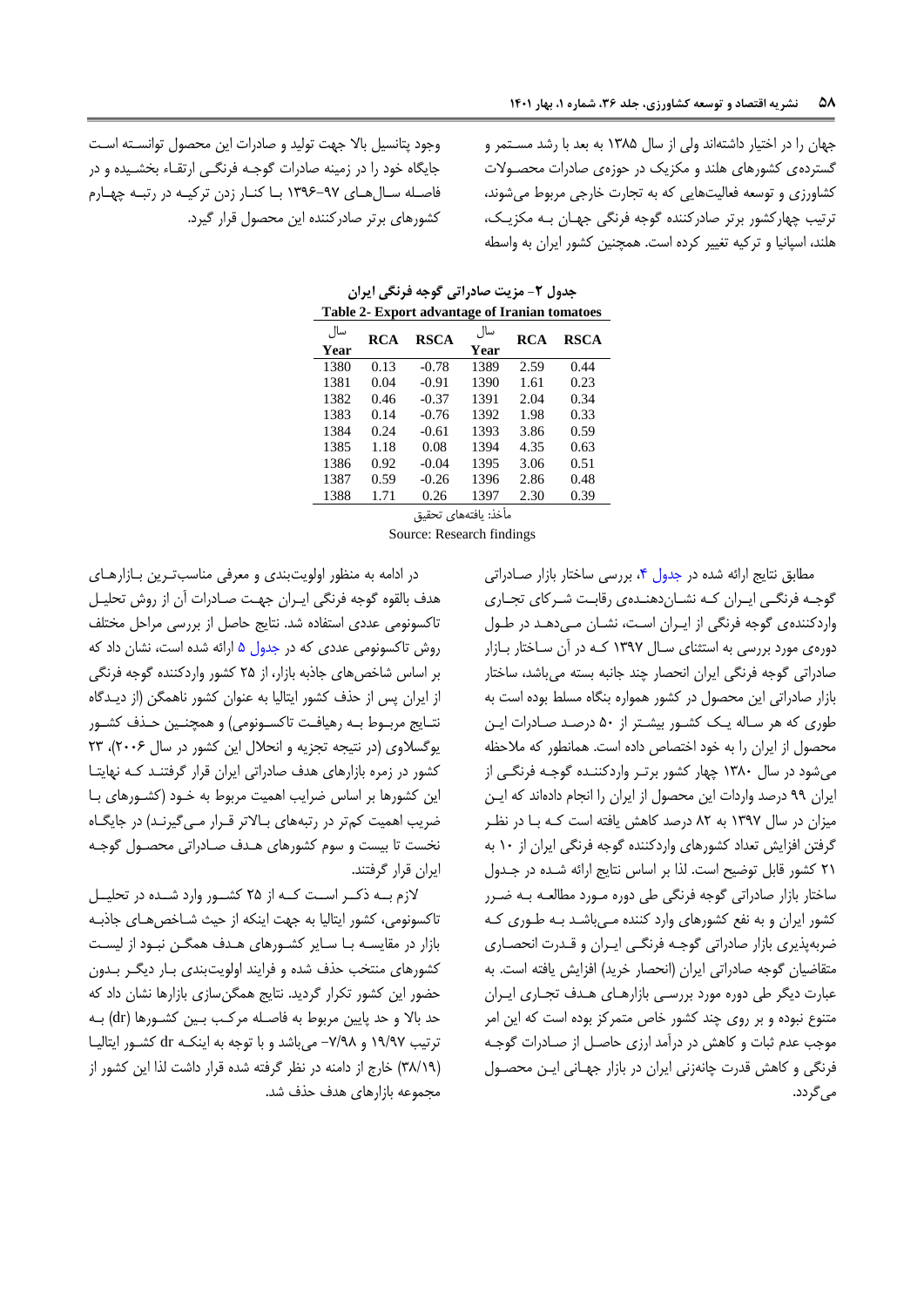جهان را در اختیار داشته‌اند ولی از سال ۱۳۸۵ به بعد با رشد مستمر و گسترده‌ی کشورهای هلند و مکزیک در حوزه‌ی صادرات محصولات کشاورزی و توسعه فعالیت‌هایی که به تجارت خارجی مربوط می‌شوند، ترتیب چهارکشور برتر صادرکننده گوجه فرنگی جهان به مکزیک، هلند، اسپانیا و ترکیه تغییر کرده است. همچنین کشور ایران به واسطه وجود پتانسیل بالا جهت تولید و صادرات این محصول توانسته است جایگاه خود را در زمینه صادرات گوجه فرنگی ارتقاء بخشیده و در فاصله سال‌های ۹۷-۱۳۹۶ با کنار زدن ترکیه در رتبه چهارم کشورهای برتر صادرکننده این محصول قرار گیرد.

جدول ۲- مزیت صادراتی گوجه فرنگی ایران

Table 2- Export advantage of Iranian tomatoes

| سال Year | RCA | RSCA | سال Year | RCA | RSCA |
|---|---|---|---|---|---|
| 1380 | 0.13 | -0.78 | 1389 | 2.59 | 0.44 |
| 1381 | 0.04 | -0.91 | 1390 | 1.61 | 0.23 |
| 1382 | 0.46 | -0.37 | 1391 | 2.04 | 0.34 |
| 1383 | 0.14 | -0.76 | 1392 | 1.98 | 0.33 |
| 1384 | 0.24 | -0.61 | 1393 | 3.86 | 0.59 |
| 1385 | 1.18 | 0.08 | 1394 | 4.35 | 0.63 |
| 1386 | 0.92 | -0.04 | 1395 | 3.06 | 0.51 |
| 1387 | 0.59 | -0.26 | 1396 | 2.86 | 0.48 |
| 1388 | 1.71 | 0.26 | 1397 | 2.30 | 0.39 |

مأخذ: یافته‌های تحقیق

Source: Research findings

مطابق نتایج ارائه شده در جدول ۴، بررسی ساختار بازار صادراتی گوجه فرنگی ایران که نشان‌دهنده‌ی رقابت شرکای تجاری واردکننده‌ی گوجه فرنگی از ایران است، نشان می‌دهد در طول دوره‌ی مورد بررسی به استثنای سال ۱۳۹۷ که در آن ساختار بازار صادراتی گوجه فرنگی ایران انحصار چند جانبه بسته می‌باشد، ساختار بازار صادراتی این محصول در کشور همواره بنگاه مسلط بوده است به طوری که هر ساله یک کشور بیشتر از ۵۰ درصد صادرات این محصول از ایران را به خود اختصاص داده است. همانطور که ملاحظه می‌شود در سال ۱۳۸۰ چهار کشور برتر واردکننده گوجه فرنگی از ایران ۹۹ درصد واردات این محصول از ایران را انجام داده‌اند که این میزان در سال ۱۳۹۷ به ۸۲ درصد کاهش یافته است که با در نظر گرفتن افزایش تعداد کشورهای واردکننده گوجه فرنگی ایران از ۱۰ به ۲۱ کشور قابل توضیح است. لذا بر اساس نتایج ارائه شده در جدول ساختار بازار صادراتی گوجه فرنگی طی دوره مورد مطالعه به ضرر کشور ایران و به نفع کشورهای وارد کننده می‌باشد به طوری که ضربه‌پذیری بازار صادراتی گوجه فرنگی ایران و قدرت انحصاری متقاضیان گوجه صادراتی ایران (انحصار خرید) افزایش یافته است. به عبارت دیگر طی دوره مورد بررسی بازارهای هدف تجاری ایران متنوع نبوده و بر روی چند کشور خاص متمرکز بوده است که این امر موجب عدم ثبات و کاهش در درآمد ارزی حاصل از صادرات گوجه فرنگی و کاهش قدرت چانه‌زنی ایران در بازار جهانی این محصول می‌گردد.

در ادامه به منظور اولویت‌بندی و معرفی مناسب‌ترین بازارهای هدف بالقوه گوجه فرنگی ایران جهت صادرات آن از روش تحلیل تاکسونومی عددی استفاده شد. نتایج حاصل از بررسی مراحل مختلف روش تاکسونومی عددی که در جدول ۵ ارائه شده است، نشان داد که بر اساس شاخص‌های جاذبه بازار، از ۲۵ کشور واردکننده گوجه فرنگی از ایران پس از حذف کشور ایتالیا به عنوان کشور ناهمگن (از دیدگاه نتایج مربوط به رهیافت تاکسونومی) و همچنین حذف کشور یوگسلاوی (در نتیجه تجزیه و انحلال این کشور در سال ۲۰۰۶)، ۲۳ کشور در زمره بازارهای هدف صادراتی ایران قرار گرفتند که نهایتا این کشورها بر اساس ضرایب اهمیت مربوط به خود (کشورهای با ضریب اهمیت کم‌تر در رتبه‌های بالاتر قرار می‌گیرند) در جایگاه نخست تا بیست و سوم کشورهای هدف صادراتی محصول گوجه ایران قرار گرفتند.

لازم به ذکر است که از ۲۵ کشور وارد شده در تحلیل تاکسونومی، کشور ایتالیا به جهت اینکه از حیث شاخص‌های جاذبه بازار در مقایسه با سایر کشورهای هدف همگن نبود از لیست کشورهای منتخب حذف شده و فرایند اولویت‌بندی بار دیگر بدون حضور این کشور تکرار گردید. نتایج همگن‌سازی بازارها نشان داد که حد بالا و حد پایین مربوط به فاصله مرکب بین کشورها (dr) به ترتیب ۱۹/۹۷ و ۷/۹۸- می‌باشد و با توجه به اینکه dr کشور ایتالیا (۳۸/۱۹) خارج از دامنه در نظر گرفته شده قرار داشت لذا این کشور از مجموعه بازارهای هدف حذف شد.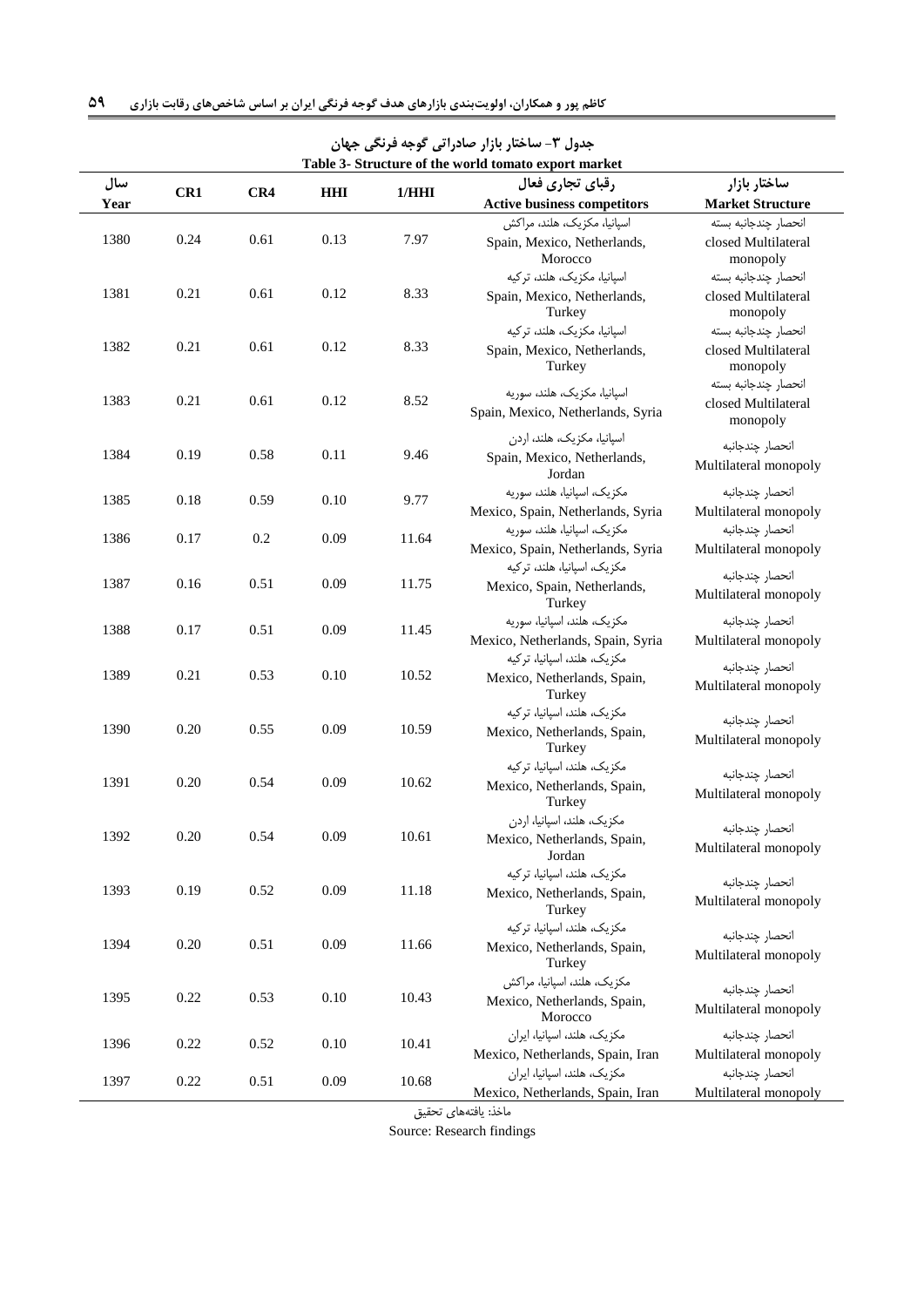**جدول ۳- ساختار بازار صادراتی گوجه فرنگی جهان**

**Table 3- Structure of the world tomato export market**

| سال Year | CR1 | CR4 | HHI | 1/HHI | رقبای تجاری فعال Active business competitors | ساختار بازار Market Structure |
|---|---|---|---|---|---|---|
| 1380 | 0.24 | 0.61 | 0.13 | 7.97 | اسپانیا، مکزیک، هلند، مراکش Spain, Mexico, Netherlands, Morocco | انحصار چندجانبه بسته closed Multilateral monopoly |
| 1381 | 0.21 | 0.61 | 0.12 | 8.33 | اسپانیا، مکزیک، هلند، ترکیه Spain, Mexico, Netherlands, Turkey | انحصار چندجانبه بسته closed Multilateral monopoly |
| 1382 | 0.21 | 0.61 | 0.12 | 8.33 | اسپانیا، مکزیک، هلند، ترکیه Spain, Mexico, Netherlands, Turkey | انحصار چندجانبه بسته closed Multilateral monopoly |
| 1383 | 0.21 | 0.61 | 0.12 | 8.52 | اسپانیا، مکزیک، هلند، سوریه Spain, Mexico, Netherlands, Syria | انحصار چندجانبه بسته closed Multilateral monopoly |
| 1384 | 0.19 | 0.58 | 0.11 | 9.46 | اسپانیا، مکزیک، هلند، اردن Spain, Mexico, Netherlands, Jordan | انحصار چندجانبه Multilateral monopoly |
| 1385 | 0.18 | 0.59 | 0.10 | 9.77 | مکزیک، اسپانیا، هلند، سوریه Mexico, Spain, Netherlands, Syria | انحصار چندجانبه Multilateral monopoly |
| 1386 | 0.17 | 0.2 | 0.09 | 11.64 | مکزیک، اسپانیا، هلند، سوریه Mexico, Spain, Netherlands, Syria | انحصار چندجانبه Multilateral monopoly |
| 1387 | 0.16 | 0.51 | 0.09 | 11.75 | مکزیک، اسپانیا، هلند، ترکیه Mexico, Spain, Netherlands, Turkey | انحصار چندجانبه Multilateral monopoly |
| 1388 | 0.17 | 0.51 | 0.09 | 11.45 | مکزیک، هلند، اسپانیا، سوریه Mexico, Netherlands, Spain, Syria | انحصار چندجانبه Multilateral monopoly |
| 1389 | 0.21 | 0.53 | 0.10 | 10.52 | مکزیک، هلند، اسپانیا، ترکیه Mexico, Netherlands, Spain, Turkey | انحصار چندجانبه Multilateral monopoly |
| 1390 | 0.20 | 0.55 | 0.09 | 10.59 | مکزیک، هلند، اسپانیا، ترکیه Mexico, Netherlands, Spain, Turkey | انحصار چندجانبه Multilateral monopoly |
| 1391 | 0.20 | 0.54 | 0.09 | 10.62 | مکزیک، هلند، اسپانیا، ترکیه Mexico, Netherlands, Spain, Turkey | انحصار چندجانبه Multilateral monopoly |
| 1392 | 0.20 | 0.54 | 0.09 | 10.61 | مکزیک، هلند، اسپانیا، اردن Mexico, Netherlands, Spain, Jordan | انحصار چندجانبه Multilateral monopoly |
| 1393 | 0.19 | 0.52 | 0.09 | 11.18 | مکزیک، هلند، اسپانیا، ترکیه Mexico, Netherlands, Spain, Turkey | انحصار چندجانبه Multilateral monopoly |
| 1394 | 0.20 | 0.51 | 0.09 | 11.66 | مکزیک، هلند، اسپانیا، ترکیه Mexico, Netherlands, Spain, Turkey | انحصار چندجانبه Multilateral monopoly |
| 1395 | 0.22 | 0.53 | 0.10 | 10.43 | مکزیک، هلند، اسپانیا، مراکش Mexico, Netherlands, Spain, Morocco | انحصار چندجانبه Multilateral monopoly |
| 1396 | 0.22 | 0.52 | 0.10 | 10.41 | مکزیک، هلند، اسپانیا، ایران Mexico, Netherlands, Spain, Iran | انحصار چندجانبه Multilateral monopoly |
| 1397 | 0.22 | 0.51 | 0.09 | 10.68 | مکزیک، هلند، اسپانیا، ایران Mexico, Netherlands, Spain, Iran | انحصار چندجانبه Multilateral monopoly |

ماخذ: یافته‌های تحقیق

Source: Research findings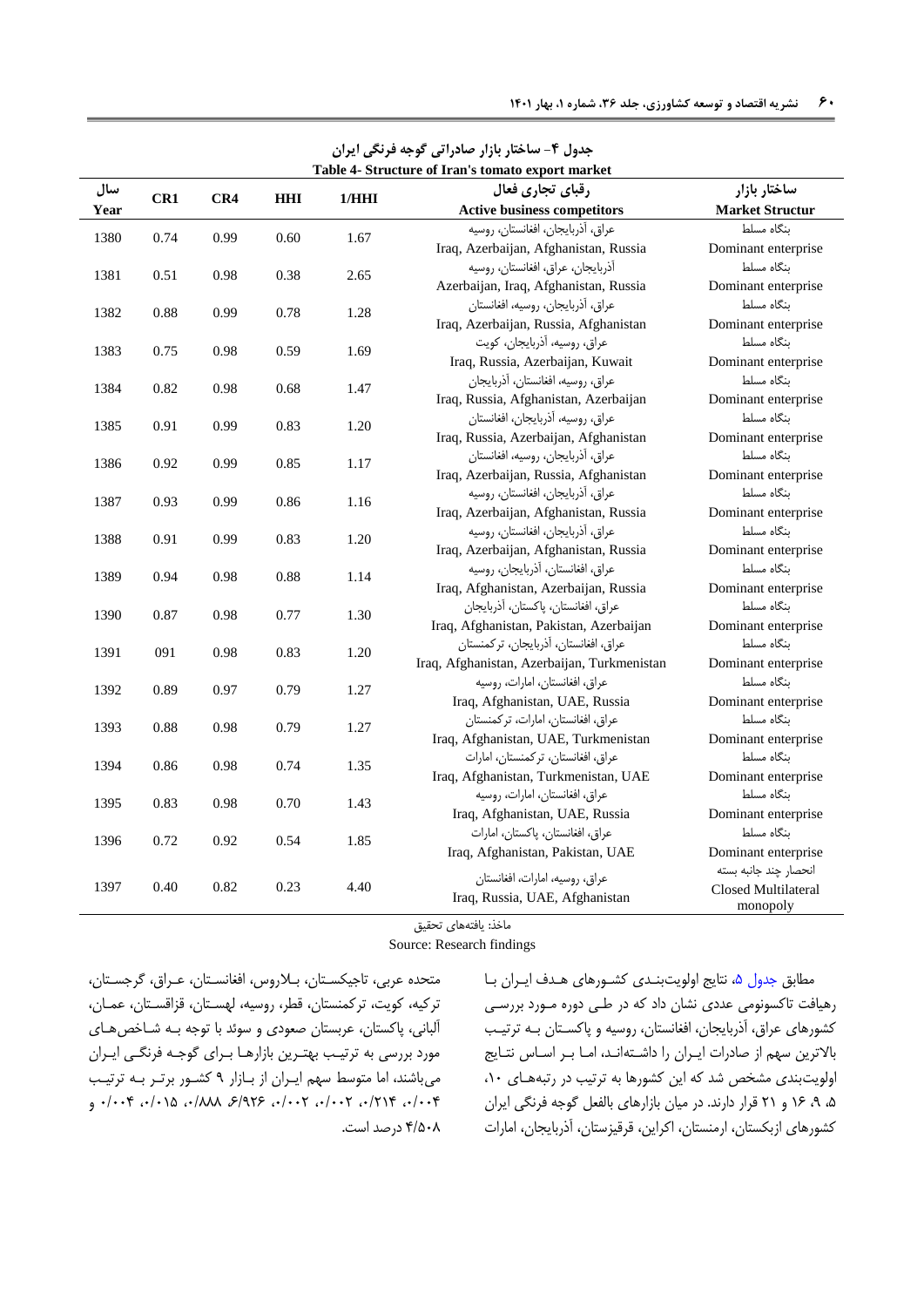جدول ۴- ساختار بازار صادراتی گوجه فرنگی ایران

Table 4- Structure of Iran's tomato export market

| سال Year | CR1 | CR4 | HHI | 1/HHI | رقبای تجاری فعال Active business competitors | ساختار بازار Market Structur |
|---|---|---|---|---|---|---|
| 1380 | 0.74 | 0.99 | 0.60 | 1.67 | عراق، آذربایجان، افغانستان، روسیه Iraq, Azerbaijan, Afghanistan, Russia | بنگاه مسلط Dominant enterprise |
| 1381 | 0.51 | 0.98 | 0.38 | 2.65 | آذربایجان، عراق، افغانستان، روسیه Azerbaijan, Iraq, Afghanistan, Russia | بنگاه مسلط Dominant enterprise |
| 1382 | 0.88 | 0.99 | 0.78 | 1.28 | عراق، آذربایجان، روسیه، افغانستان Iraq, Azerbaijan, Russia, Afghanistan | بنگاه مسلط Dominant enterprise |
| 1383 | 0.75 | 0.98 | 0.59 | 1.69 | عراق، روسیه، آذربایجان، کویت Iraq, Russia, Azerbaijan, Kuwait | بنگاه مسلط Dominant enterprise |
| 1384 | 0.82 | 0.98 | 0.68 | 1.47 | عراق، روسیه، افغانستان، آذربایجان Iraq, Russia, Afghanistan, Azerbaijan | بنگاه مسلط Dominant enterprise |
| 1385 | 0.91 | 0.99 | 0.83 | 1.20 | عراق، روسیه، آذربایجان، افغانستان Iraq, Russia, Azerbaijan, Afghanistan | بنگاه مسلط Dominant enterprise |
| 1386 | 0.92 | 0.99 | 0.85 | 1.17 | عراق، آذربایجان، روسیه، افغانستان Iraq, Azerbaijan, Russia, Afghanistan | بنگاه مسلط Dominant enterprise |
| 1387 | 0.93 | 0.99 | 0.86 | 1.16 | عراق، آذربایجان، افغانستان، روسیه Iraq, Azerbaijan, Afghanistan, Russia | بنگاه مسلط Dominant enterprise |
| 1388 | 0.91 | 0.99 | 0.83 | 1.20 | عراق، آذربایجان، افغانستان، روسیه Iraq, Azerbaijan, Afghanistan, Russia | بنگاه مسلط Dominant enterprise |
| 1389 | 0.94 | 0.98 | 0.88 | 1.14 | عراق، افغانستان، آذربایجان، روسیه Iraq, Afghanistan, Azerbaijan, Russia | بنگاه مسلط Dominant enterprise |
| 1390 | 0.87 | 0.98 | 0.77 | 1.30 | عراق، افغانستان، پاکستان، آذربایجان Iraq, Afghanistan, Pakistan, Azerbaijan | بنگاه مسلط Dominant enterprise |
| 1391 | 091 | 0.98 | 0.83 | 1.20 | عراق، افغانستان، آذربایجان، ترکمنستان Iraq, Afghanistan, Azerbaijan, Turkmenistan | بنگاه مسلط Dominant enterprise |
| 1392 | 0.89 | 0.97 | 0.79 | 1.27 | عراق، افغانستان، امارات، روسیه Iraq, Afghanistan, UAE, Russia | بنگاه مسلط Dominant enterprise |
| 1393 | 0.88 | 0.98 | 0.79 | 1.27 | عراق، افغانستان، امارات، ترکمنستان Iraq, Afghanistan, UAE, Turkmenistan | بنگاه مسلط Dominant enterprise |
| 1394 | 0.86 | 0.98 | 0.74 | 1.35 | عراق، افغانستان، ترکمنستان، امارات Iraq, Afghanistan, Turkmenistan, UAE | بنگاه مسلط Dominant enterprise |
| 1395 | 0.83 | 0.98 | 0.70 | 1.43 | عراق، افغانستان، امارات، روسیه Iraq, Afghanistan, UAE, Russia | بنگاه مسلط Dominant enterprise |
| 1396 | 0.72 | 0.92 | 0.54 | 1.85 | عراق، افغانستان، پاکستان، امارات Iraq, Afghanistan, Pakistan, UAE | بنگاه مسلط Dominant enterprise |
| 1397 | 0.40 | 0.82 | 0.23 | 4.40 | عراق، روسیه، امارات، افغانستان Iraq, Russia, UAE, Afghanistan | انحصار چند جانبه بسته Closed Multilateral monopoly |

ماخذ: یافته‌های تحقیق

Source: Research findings

مطابق جدول ۵، نتایج اولویت‌بندی کشورهای هدف ایران با رهیافت تاکسونومی عددی نشان داد که در طی دوره مورد بررسی کشورهای عراق، آذربایجان، افغانستان، روسیه و پاکستان به ترتیب بالاترین سهم از صادرات ایران را داشته‌اند، اما بر اساس نتایج اولویت‌بندی مشخص شد که این کشورها به ترتیب در رتبه‌های ۱۰، ۵، ۹، ۱۶ و ۲۱ قرار دارند. در میان بازارهای بالفعل گوجه فرنگی ایران کشورهای ازبکستان، ارمنستان، اکراین، قرقیزستان، آذربایجان، امارات متحده عربی، تاجیکستان، بلاروس، افغانستان، عراق، گرجستان، ترکیه، کویت، ترکمنستان، قطر، روسیه، لهستان، قزاقستان، عمان، آلبانی، پاکستان، عربستان صعودی و سوئد با توجه به شاخص‌های مورد بررسی به ترتیب بهترین بازارها برای گوجه فرنگی ایران می‌باشند، اما متوسط سهم ایران از بازار ۹ کشور برتر به ترتیب ۰/۰۰۴، ۰/۲۱۴، ۰/۰۰۲، ۰/۰۰۲، ۶/۹۲۶، ۰/۸۸۸، ۰/۰۱۵، ۰/۰۰۴ و ۴/۵۰۸ درصد است.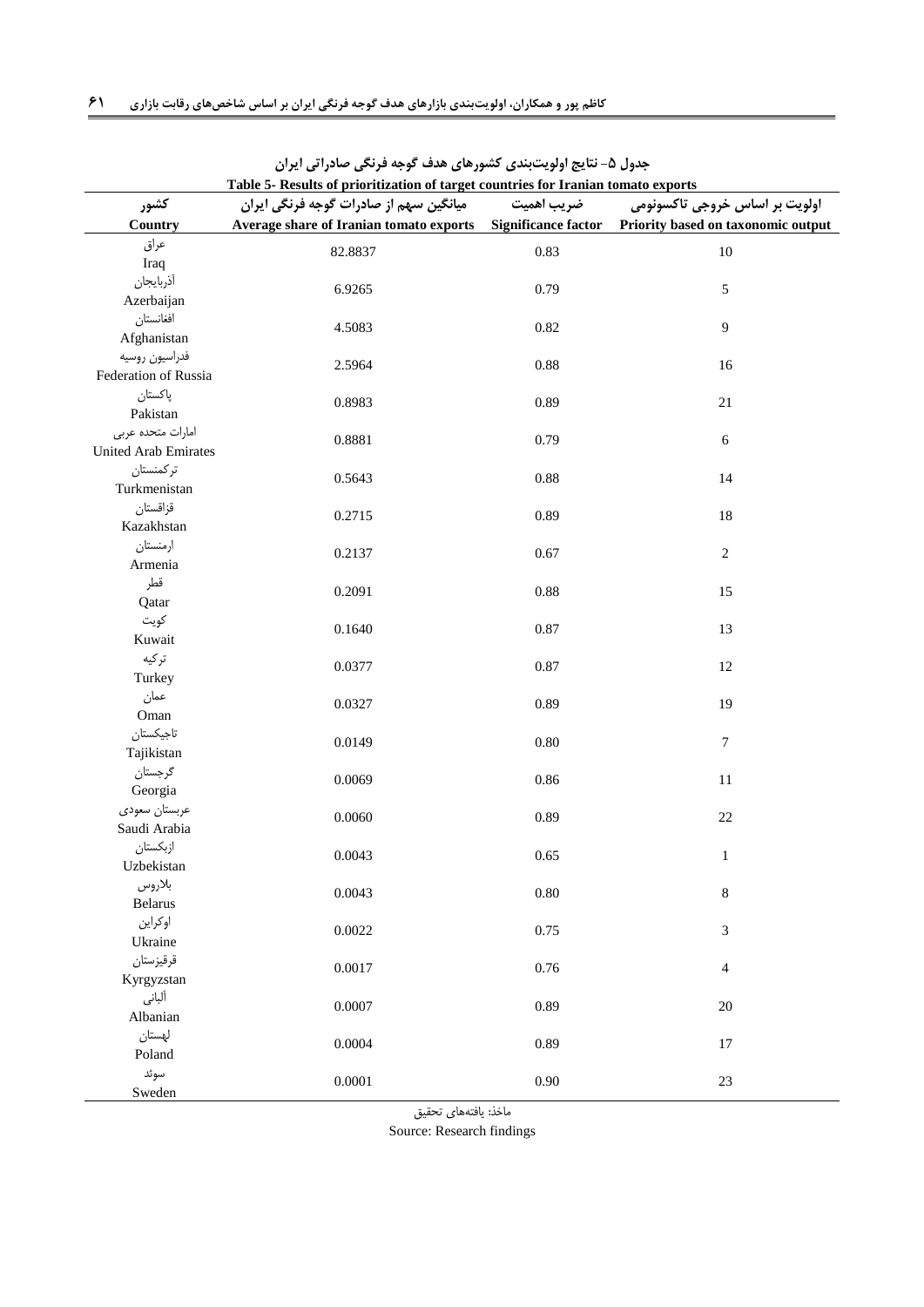جدول ۵- نتایج اولویت‌بندی کشورهای هدف گوجه فرنگی صادراتی ایران

Table 5- Results of prioritization of target countries for Iranian tomato exports

| کشور<br>Country | میانگین سهم از صادرات گوجه فرنگی ایران<br>Average share of Iranian tomato exports | ضریب اهمیت<br>Significance factor | اولویت بر اساس خروجی تاکسونومی<br>Priority based on taxonomic output |
|---|---|---|---|
| عراق<br>Iraq | 82.8837 | 0.83 | 10 |
| آذربایجان<br>Azerbaijan | 6.9265 | 0.79 | 5 |
| افغانستان<br>Afghanistan | 4.5083 | 0.82 | 9 |
| فدراسیون روسیه<br>Federation of Russia | 2.5964 | 0.88 | 16 |
| پاکستان<br>Pakistan | 0.8983 | 0.89 | 21 |
| امارات متحده عربی<br>United Arab Emirates | 0.8881 | 0.79 | 6 |
| ترکمنستان<br>Turkmenistan | 0.5643 | 0.88 | 14 |
| قزاقستان<br>Kazakhstan | 0.2715 | 0.89 | 18 |
| ارمنستان<br>Armenia | 0.2137 | 0.67 | 2 |
| قطر<br>Qatar | 0.2091 | 0.88 | 15 |
| کویت<br>Kuwait | 0.1640 | 0.87 | 13 |
| ترکیه<br>Turkey | 0.0377 | 0.87 | 12 |
| عمان<br>Oman | 0.0327 | 0.89 | 19 |
| تاجیکستان<br>Tajikistan | 0.0149 | 0.80 | 7 |
| گرجستان<br>Georgia | 0.0069 | 0.86 | 11 |
| عربستان سعودی<br>Saudi Arabia | 0.0060 | 0.89 | 22 |
| ازبکستان<br>Uzbekistan | 0.0043 | 0.65 | 1 |
| بلاروس<br>Belarus | 0.0043 | 0.80 | 8 |
| اوکراین<br>Ukraine | 0.0022 | 0.75 | 3 |
| قرقیزستان<br>Kyrgyzstan | 0.0017 | 0.76 | 4 |
| آلبانی<br>Albanian | 0.0007 | 0.89 | 20 |
| لهستان<br>Poland | 0.0004 | 0.89 | 17 |
| سوئد<br>Sweden | 0.0001 | 0.90 | 23 |

ماخذ: یافته‌های تحقیق

Source: Research findings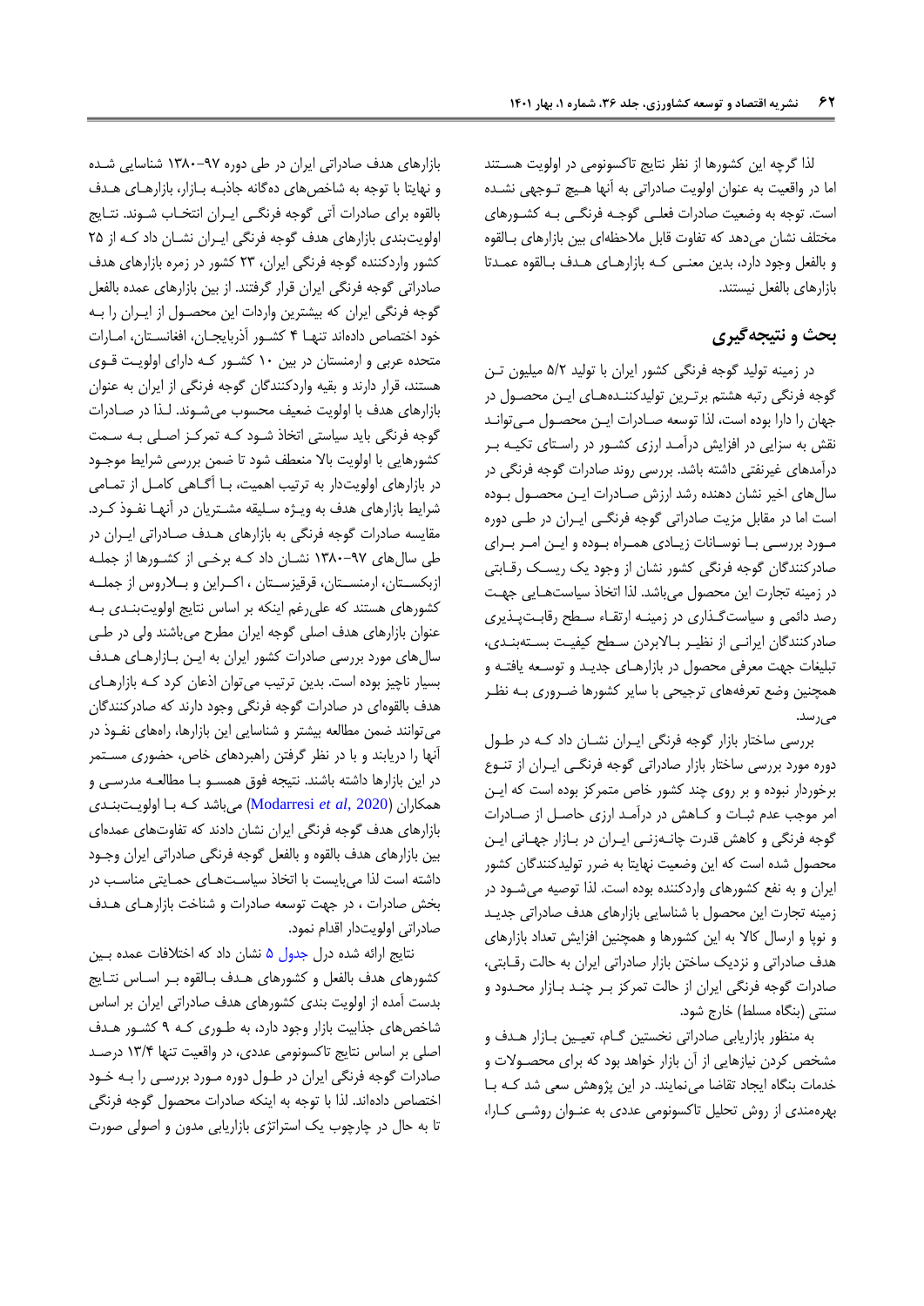لذا گرچه این کشورها از نظر نتایج تاکسونومی در اولویت هستند اما در واقعیت به عنوان اولویت صادراتی به آنها هیچ توجهی نشده است. توجه به وضعیت صادرات فعلی گوجه فرنگی به کشورهای مختلف نشان می‌دهد که تفاوت قابل ملاحظه‌ای بین بازارهای بالقوه و بالفعل وجود دارد، بدین معنی که بازارهای هدف بالقوه عمدتا بازارهای بالفعل نیستند.

## بحث و نتیجه‌گیری

در زمینه تولید گوجه فرنگی کشور ایران با تولید ۵/۲ میلیون تن گوجه فرنگی رتبه هشتم برترین تولیدکننده‌های این محصول در جهان را دارا بوده است، لذا توسعه صادرات این محصول می‌تواند نقش به سزایی در افزایش درآمد ارزی کشور در راستای تکیه بر درآمدهای غیرنفتی داشته باشد. بررسی روند صادرات گوجه فرنگی در سال‌های اخیر نشان دهنده رشد ارزش صادرات این محصول بوده است اما در مقابل مزیت صادراتی گوجه فرنگی ایران در طی دوره مورد بررسی با نوسانات زیادی همراه بوده و این امر برای صادرکنندگان گوجه فرنگی کشور نشان از وجود یک ریسک رقابتی در زمینه تجارت این محصول می‌باشد. لذا اتخاذ سیاست‌هایی جهت رصد دائمی و سیاست‌گذاری در زمینه ارتقاء سطح رقابت‌پذیری صادرکنندگان ایرانی از نظیر بالابردن سطح کیفیت بسته‌بندی، تبلیغات جهت معرفی محصول در بازارهای جدید و توسعه یافته و همچنین وضع تعرفه‌های ترجیحی با سایر کشورها ضروری به نظر می‌رسد.

بررسی ساختار بازار گوجه فرنگی ایران نشان داد که در طول دوره مورد بررسی ساختار بازار صادراتی گوجه فرنگی ایران از تنوع برخوردار نبوده و بر روی چند کشور خاص متمرکز بوده است که این امر موجب عدم ثبات و کاهش در درآمد ارزی حاصل از صادرات گوجه فرنگی و کاهش قدرت چانه‌زنی ایران در بازار جهانی این محصول شده است که این وضعیت نهایتا به ضرر تولیدکنندگان کشور ایران و به نفع کشورهای واردکننده بوده است. لذا توصیه می‌شود در زمینه تجارت این محصول با شناسایی بازارهای هدف صادراتی جدید و نوپا و ارسال کالا به این کشورها و همچنین افزایش تعداد بازارهای هدف صادراتی و نزدیک ساختن بازار صادراتی ایران به حالت رقابتی، صادرات گوجه فرنگی ایران از حالت تمرکز بر چند بازار محدود و سنتی (بنگاه مسلط) خارج شود.

به منظور بازاریابی صادراتی نخستین گام، تعیین بازار هدف و مشخص کردن نیازهایی از آن بازار خواهد بود که برای محصولات و خدمات بنگاه ایجاد تقاضا می‌نمایند. در این پژوهش سعی شد که با بهره‌مندی از روش تحلیل تاکسونومی عددی به عنوان روشی کارا، بازارهای هدف صادراتی ایران در طی دوره ۹۷-۱۳۸۰ شناسایی شده و نهایتا با توجه به شاخص‌های ده‌گانه جاذبه بازار، بازارهای هدف بالقوه برای صادرات آتی گوجه فرنگی ایران انتخاب شوند. نتایج اولویت‌بندی بازارهای هدف گوجه فرنگی ایران نشان داد که از ۲۵ کشور واردکننده گوجه فرنگی ایران، ۲۳ کشور در زمره بازارهای هدف صادراتی گوجه فرنگی ایران قرار گرفتند. از بین بازارهای عمده بالفعل گوجه فرنگی ایران که بیشترین واردات این محصول از ایران را به خود اختصاص داده‌اند تنها ۴ کشور آذربایجان، افغانستان، امارات متحده عربی و ارمنستان در بین ۱۰ کشور که دارای اولویت قوی هستند، قرار دارند و بقیه واردکنندگان گوجه فرنگی از ایران به عنوان بازارهای هدف با اولویت ضعیف محسوب می‌شوند. لذا در صادرات گوجه فرنگی باید سیاستی اتخاذ شود که تمرکز اصلی به سمت کشورهایی با اولویت بالا منعطف شود تا ضمن بررسی شرایط موجود در بازارهای اولویت‌دار به ترتیب اهمیت، با آگاهی کامل از تمامی شرایط بازارهای هدف به ویژه سلیقه مشتریان در آنها نفوذ کرد. مقایسه صادرات گوجه فرنگی به بازارهای هدف صادراتی ایران در طی سال‌های ۹۷-۱۳۸۰ نشان داد که برخی از کشورها از جمله ازبکستان، ارمنستان، قرقیزستان ، اکراین و بلاروس از جمله کشورهای هستند که علی‌رغم اینکه بر اساس نتایج اولویت‌بندی به عنوان بازارهای هدف اصلی گوجه ایران مطرح می‌باشند ولی در طی سال‌های مورد بررسی صادرات کشور ایران به این بازارهای هدف بسیار ناچیز بوده است. بدین ترتیب می‌توان اذعان کرد که بازارهای هدف بالقوه‌ای در صادرات گوجه فرنگی وجود دارند که صادرکنندگان می‌توانند ضمن مطالعه بیشتر و شناسایی این بازارها، راه‌های نفوذ در آنها را دریابند و با در نظر گرفتن راهبردهای خاص، حضوری مستمر در این بازارها داشته باشند. نتیجه فوق همسو با مطالعه مدرسی و همکاران (Modarresi *et al*, 2020) می‌باشد که با اولویت‌بندی بازارهای هدف گوجه فرنگی ایران نشان دادند که تفاوت‌های عمده‌ای بین بازارهای هدف بالقوه و بالفعل گوجه فرنگی صادراتی ایران وجود داشته است لذا می‌بایست با اتخاذ سیاست‌های حمایتی مناسب در بخش صادرات ، در جهت توسعه صادرات و شناخت بازارهای هدف صادراتی اولویت‌دار اقدام نمود.

نتایج ارائه شده درل جدول ۵ نشان داد که اختلافات عمده بین کشورهای هدف بالفعل و کشورهای هدف بالقوه بر اساس نتایج بدست آمده از اولویت بندی کشورهای هدف صادراتی ایران بر اساس شاخص‌های جذابیت بازار وجود دارد، به طوری که ۹ کشور هدف اصلی بر اساس نتایج تاکسونومی عددی، در واقعیت تنها ۱۳/۴ درصد صادرات گوجه فرنگی ایران در طول دوره مورد بررسی را به خود اختصاص داده‌اند. لذا با توجه به اینکه صادرات محصول گوجه فرنگی تا به حال در چارچوب یک استراتژی بازاریابی مدون و اصولی صورت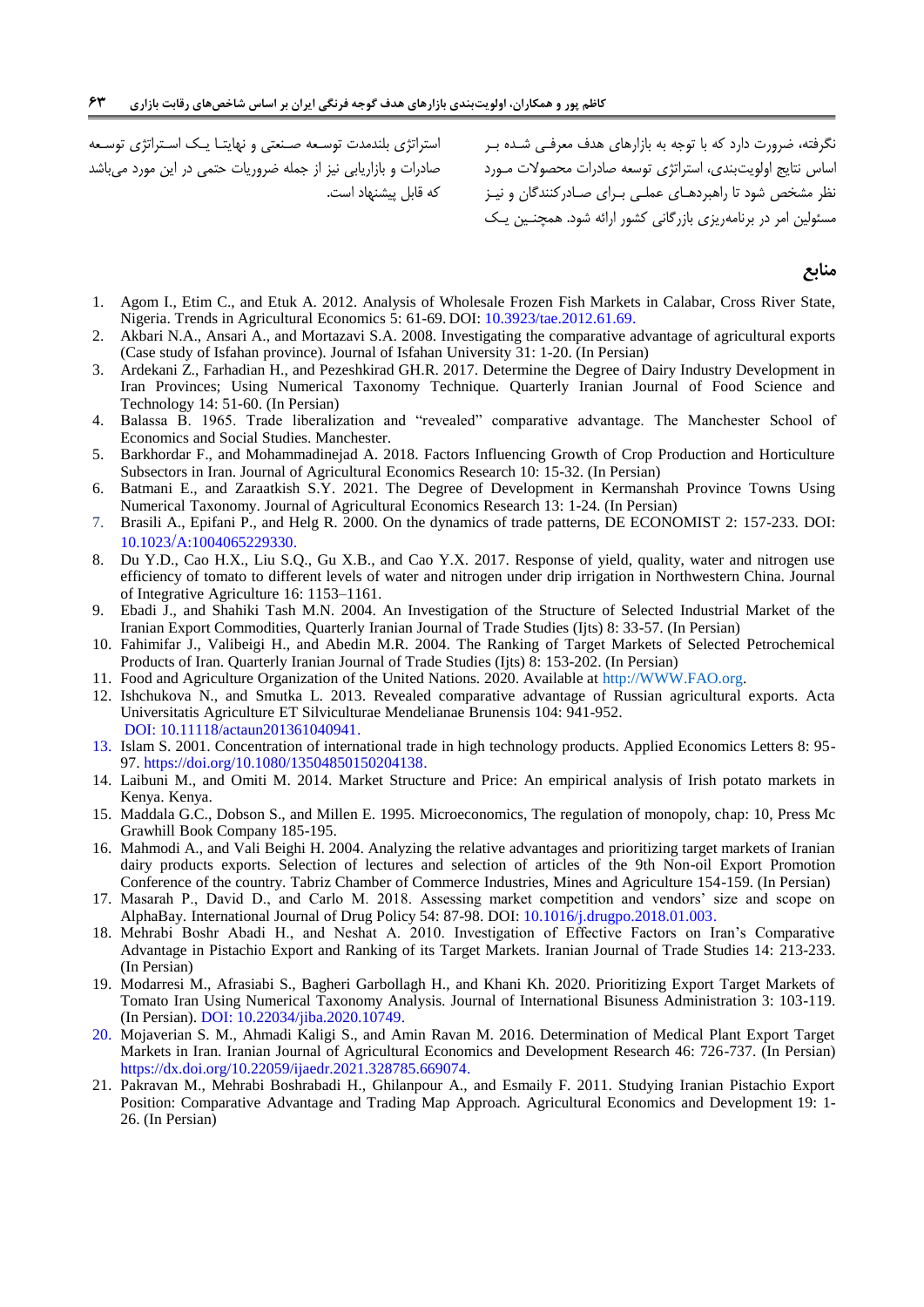نگرفته، ضرورت دارد که با توجه به بازارهای هدف معرفی شده بر اساس نتایج اولویت‌بندی، استراتژی توسعه صادرات محصولات مورد نظر مشخص شود تا راهبردهای عملی برای صادرکنندگان و نیز مسئولین امر در برنامه‌ریزی بازرگانی کشور ارائه شود. همچنین یک استراتژی بلندمدت توسعه صنعتی و نهایتا یک استراتژی توسعه صادرات و بازاریابی نیز از جمله ضروریات حتمی در این مورد می‌باشد که قابل پیشنهاد است.

## منابع

1. Agom I., Etim C., and Etuk A. 2012. Analysis of Wholesale Frozen Fish Markets in Calabar, Cross River State, Nigeria. Trends in Agricultural Economics 5: 61-69. DOI: 10.3923/tae.2012.61.69.
2. Akbari N.A., Ansari A., and Mortazavi S.A. 2008. Investigating the comparative advantage of agricultural exports (Case study of Isfahan province). Journal of Isfahan University 31: 1-20. (In Persian)
3. Ardekani Z., Farhadian H., and Pezeshkirad GH.R. 2017. Determine the Degree of Dairy Industry Development in Iran Provinces; Using Numerical Taxonomy Technique. Quarterly Iranian Journal of Food Science and Technology 14: 51-60. (In Persian)
4. Balassa B. 1965. Trade liberalization and "revealed" comparative advantage. The Manchester School of Economics and Social Studies. Manchester.
5. Barkhordar F., and Mohammadinejad A. 2018. Factors Influencing Growth of Crop Production and Horticulture Subsectors in Iran. Journal of Agricultural Economics Research 10: 15-32. (In Persian)
6. Batmani E., and Zaraatkish S.Y. 2021. The Degree of Development in Kermanshah Province Towns Using Numerical Taxonomy. Journal of Agricultural Economics Research 13: 1-24. (In Persian)
7. Brasili A., Epifani P., and Helg R. 2000. On the dynamics of trade patterns, DE ECONOMIST 2: 157-233. DOI: 10.1023/A:1004065229330.
8. Du Y.D., Cao H.X., Liu S.Q., Gu X.B., and Cao Y.X. 2017. Response of yield, quality, water and nitrogen use efficiency of tomato to different levels of water and nitrogen under drip irrigation in Northwestern China. Journal of Integrative Agriculture 16: 1153–1161.
9. Ebadi J., and Shahiki Tash M.N. 2004. An Investigation of the Structure of Selected Industrial Market of the Iranian Export Commodities, Quarterly Iranian Journal of Trade Studies (Ijts) 8: 33-57. (In Persian)
10. Fahimifar J., Valibeigi H., and Abedin M.R. 2004. The Ranking of Target Markets of Selected Petrochemical Products of Iran. Quarterly Iranian Journal of Trade Studies (Ijts) 8: 153-202. (In Persian)
11. Food and Agriculture Organization of the United Nations. 2020. Available at http://WWW.FAO.org.
12. Ishchukova N., and Smutka L. 2013. Revealed comparative advantage of Russian agricultural exports. Acta Universitatis Agriculturae ET Silviculturae Mendelianae Brunensis 104: 941-952. DOI: 10.11118/actaun201361040941.
13. Islam S. 2001. Concentration of international trade in high technology products. Applied Economics Letters 8: 95-97. https://doi.org/10.1080/13504850150204138.
14. Laibuni M., and Omiti M. 2014. Market Structure and Price: An empirical analysis of Irish potato markets in Kenya. Kenya.
15. Maddala G.C., Dobson S., and Millen E. 1995. Microeconomics, The regulation of monopoly, chap: 10, Press Mc Grawhill Book Company 185-195.
16. Mahmodi A., and Vali Beighi H. 2004. Analyzing the relative advantages and prioritizing target markets of Iranian dairy products exports. Selection of lectures and selection of articles of the 9th Non-oil Export Promotion Conference of the country. Tabriz Chamber of Commerce Industries, Mines and Agriculture 154-159. (In Persian)
17. Masarah P., David D., and Carlo M. 2018. Assessing market competition and vendors' size and scope on AlphaBay. International Journal of Drug Policy 54: 87-98. DOI: 10.1016/j.drugpo.2018.01.003.
18. Mehrabi Boshr Abadi H., and Neshat A. 2010. Investigation of Effective Factors on Iran's Comparative Advantage in Pistachio Export and Ranking of its Target Markets. Iranian Journal of Trade Studies 14: 213-233. (In Persian)
19. Modarresi M., Afrasiabi S., Bagheri Garbollagh H., and Khani Kh. 2020. Prioritizing Export Target Markets of Tomato Iran Using Numerical Taxonomy Analysis. Journal of International Bisuness Administration 3: 103-119. (In Persian). DOI: 10.22034/jiba.2020.10749.
20. Mojaverian S. M., Ahmadi Kaligi S., and Amin Ravan M. 2016. Determination of Medical Plant Export Target Markets in Iran. Iranian Journal of Agricultural Economics and Development Research 46: 726-737. (In Persian) https://dx.doi.org/10.22059/ijaedr.2021.328785.669074.
21. Pakravan M., Mehrabi Boshrabadi H., Ghilanpour A., and Esmaily F. 2011. Studying Iranian Pistachio Export Position: Comparative Advantage and Trading Map Approach. Agricultural Economics and Development 19: 1-26. (In Persian)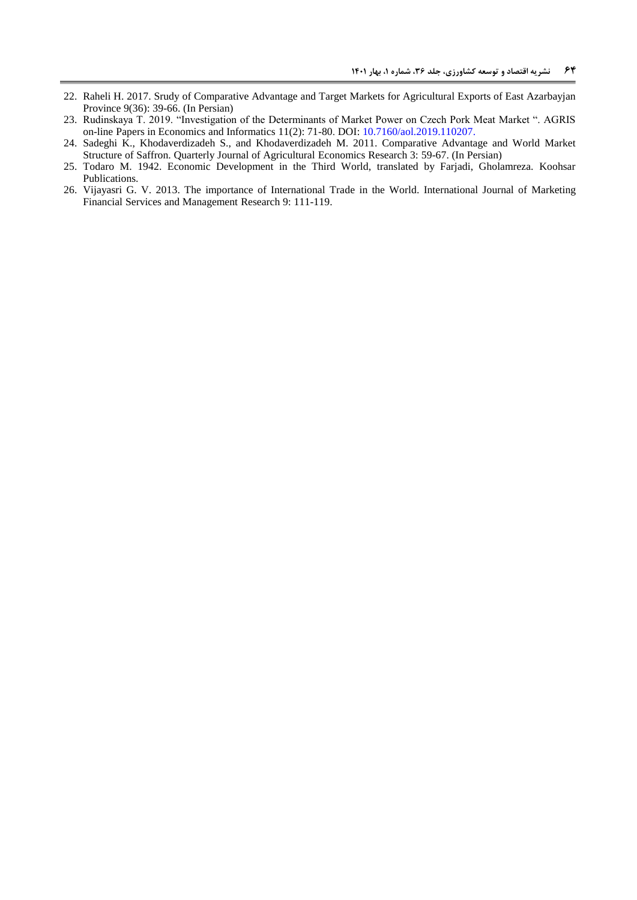22. Raheli H. 2017. Srudy of Comparative Advantage and Target Markets for Agricultural Exports of East Azarbayjan Province 9(36): 39-66. (In Persian)
23. Rudinskaya T. 2019. "Investigation of the Determinants of Market Power on Czech Pork Meat Market ". AGRIS on-line Papers in Economics and Informatics 11(2): 71-80. DOI: 10.7160/aol.2019.110207.
24. Sadeghi K., Khodaverdizadeh S., and Khodaverdizadeh M. 2011. Comparative Advantage and World Market Structure of Saffron. Quarterly Journal of Agricultural Economics Research 3: 59-67. (In Persian)
25. Todaro M. 1942. Economic Development in the Third World, translated by Farjadi, Gholamreza. Koohsar Publications.
26. Vijayasri G. V. 2013. The importance of International Trade in the World. International Journal of Marketing Financial Services and Management Research 9: 111-119.